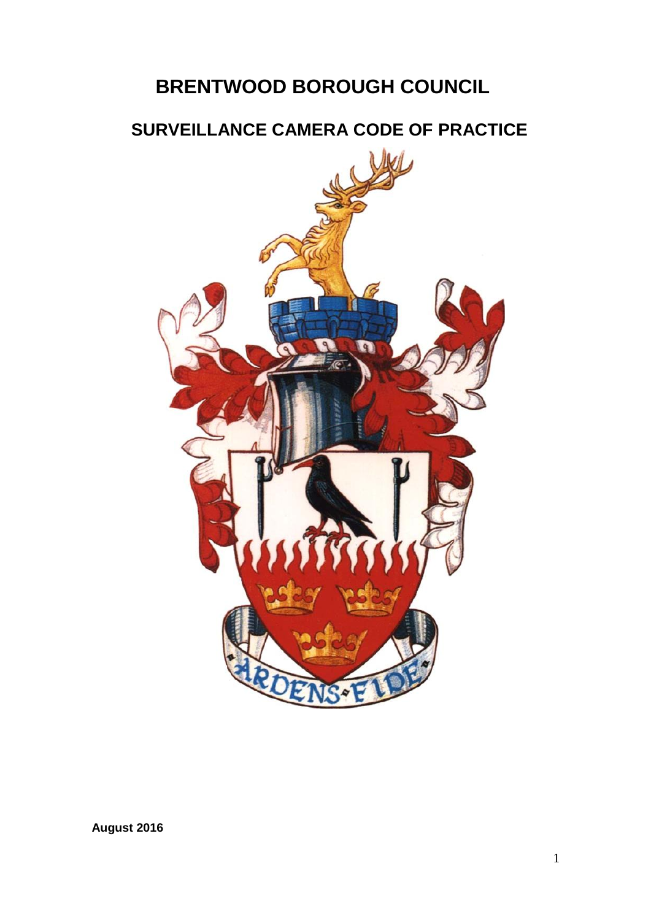# BRENTWOOD BOROUGH COUNCIL

## SURVEILLANCE CAMERA CODE OF PRACTICE

ARDENS FIDE

**August 2016**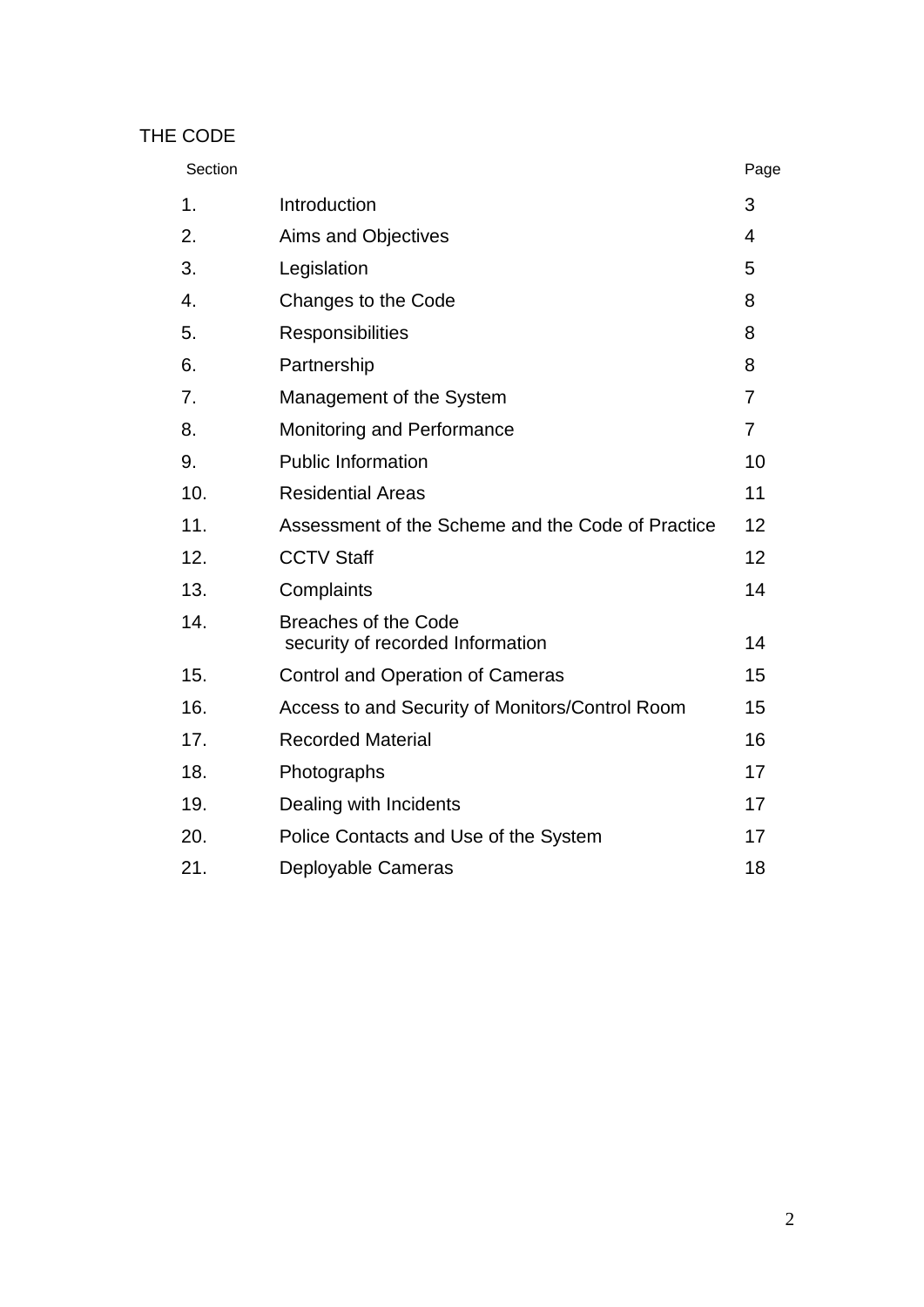THE CODE

| Section | | Page |
|---|---|---|
| 1. | Introduction | 3 |
| 2. | Aims and Objectives | 4 |
| 3. | Legislation | 5 |
| 4. | Changes to the Code | 8 |
| 5. | Responsibilities | 8 |
| 6. | Partnership | 8 |
| 7. | Management of the System | 7 |
| 8. | Monitoring and Performance | 7 |
| 9. | Public Information | 10 |
| 10. | Residential Areas | 11 |
| 11. | Assessment of the Scheme and the Code of Practice | 12 |
| 12. | CCTV Staff | 12 |
| 13. | Complaints | 14 |
| 14. | Breaches of the Code security of recorded Information | 14 |
| 15. | Control and Operation of Cameras | 15 |
| 16. | Access to and Security of Monitors/Control Room | 15 |
| 17. | Recorded Material | 16 |
| 18. | Photographs | 17 |
| 19. | Dealing with Incidents | 17 |
| 20. | Police Contacts and Use of the System | 17 |
| 21. | Deployable Cameras | 18 |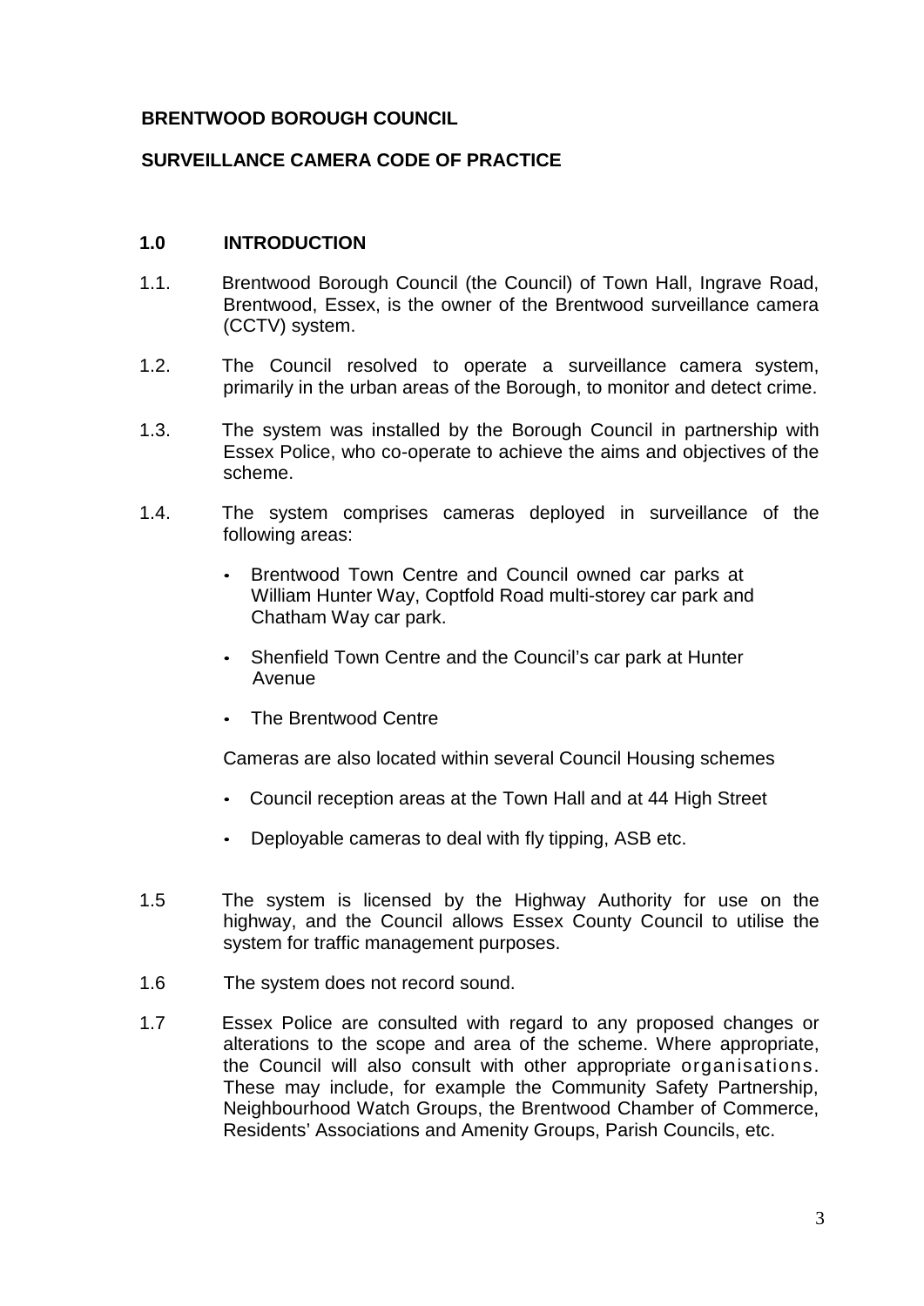**BRENTWOOD BOROUGH COUNCIL**

**SURVEILLANCE CAMERA CODE OF PRACTICE**

## 1.0 INTRODUCTION

1.1. Brentwood Borough Council (the Council) of Town Hall, Ingrave Road, Brentwood, Essex, is the owner of the Brentwood surveillance camera (CCTV) system.

1.2. The Council resolved to operate a surveillance camera system, primarily in the urban areas of the Borough, to monitor and detect crime.

1.3. The system was installed by the Borough Council in partnership with Essex Police, who co-operate to achieve the aims and objectives of the scheme.

1.4. The system comprises cameras deployed in surveillance of the following areas:

- Brentwood Town Centre and Council owned car parks at William Hunter Way, Coptfold Road multi-storey car park and Chatham Way car park.
- Shenfield Town Centre and the Council's car park at Hunter Avenue
- The Brentwood Centre

Cameras are also located within several Council Housing schemes

- Council reception areas at the Town Hall and at 44 High Street
- Deployable cameras to deal with fly tipping, ASB etc.

1.5 The system is licensed by the Highway Authority for use on the highway, and the Council allows Essex County Council to utilise the system for traffic management purposes.

1.6 The system does not record sound.

1.7 Essex Police are consulted with regard to any proposed changes or alterations to the scope and area of the scheme. Where appropriate, the Council will also consult with other appropriate organisations. These may include, for example the Community Safety Partnership, Neighbourhood Watch Groups, the Brentwood Chamber of Commerce, Residents' Associations and Amenity Groups, Parish Councils, etc.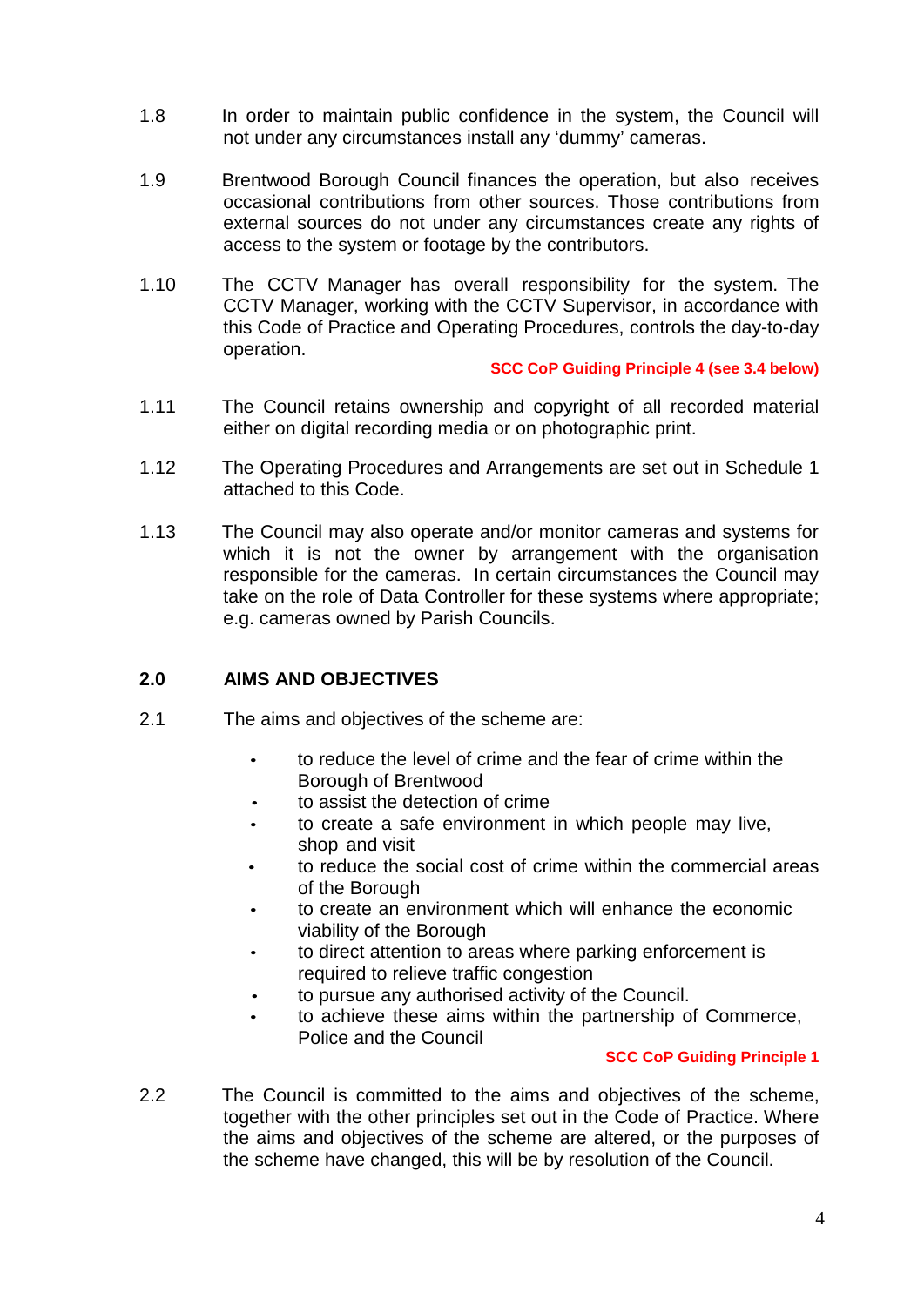1.8 In order to maintain public confidence in the system, the Council will not under any circumstances install any 'dummy' cameras.

1.9 Brentwood Borough Council finances the operation, but also receives occasional contributions from other sources. Those contributions from external sources do not under any circumstances create any rights of access to the system or footage by the contributors.

1.10 The CCTV Manager has overall responsibility for the system. The CCTV Manager, working with the CCTV Supervisor, in accordance with this Code of Practice and Operating Procedures, controls the day-to-day operation.

**SCC CoP Guiding Principle 4 (see 3.4 below)**

1.11 The Council retains ownership and copyright of all recorded material either on digital recording media or on photographic print.

1.12 The Operating Procedures and Arrangements are set out in Schedule 1 attached to this Code.

1.13 The Council may also operate and/or monitor cameras and systems for which it is not the owner by arrangement with the organisation responsible for the cameras. In certain circumstances the Council may take on the role of Data Controller for these systems where appropriate; e.g. cameras owned by Parish Councils.

## 2.0 AIMS AND OBJECTIVES

2.1 The aims and objectives of the scheme are:

- to reduce the level of crime and the fear of crime within the Borough of Brentwood
- to assist the detection of crime
- to create a safe environment in which people may live, shop and visit
- to reduce the social cost of crime within the commercial areas of the Borough
- to create an environment which will enhance the economic viability of the Borough
- to direct attention to areas where parking enforcement is required to relieve traffic congestion
- to pursue any authorised activity of the Council.
- to achieve these aims within the partnership of Commerce, Police and the Council

**SCC CoP Guiding Principle 1**

2.2 The Council is committed to the aims and objectives of the scheme, together with the other principles set out in the Code of Practice. Where the aims and objectives of the scheme are altered, or the purposes of the scheme have changed, this will be by resolution of the Council.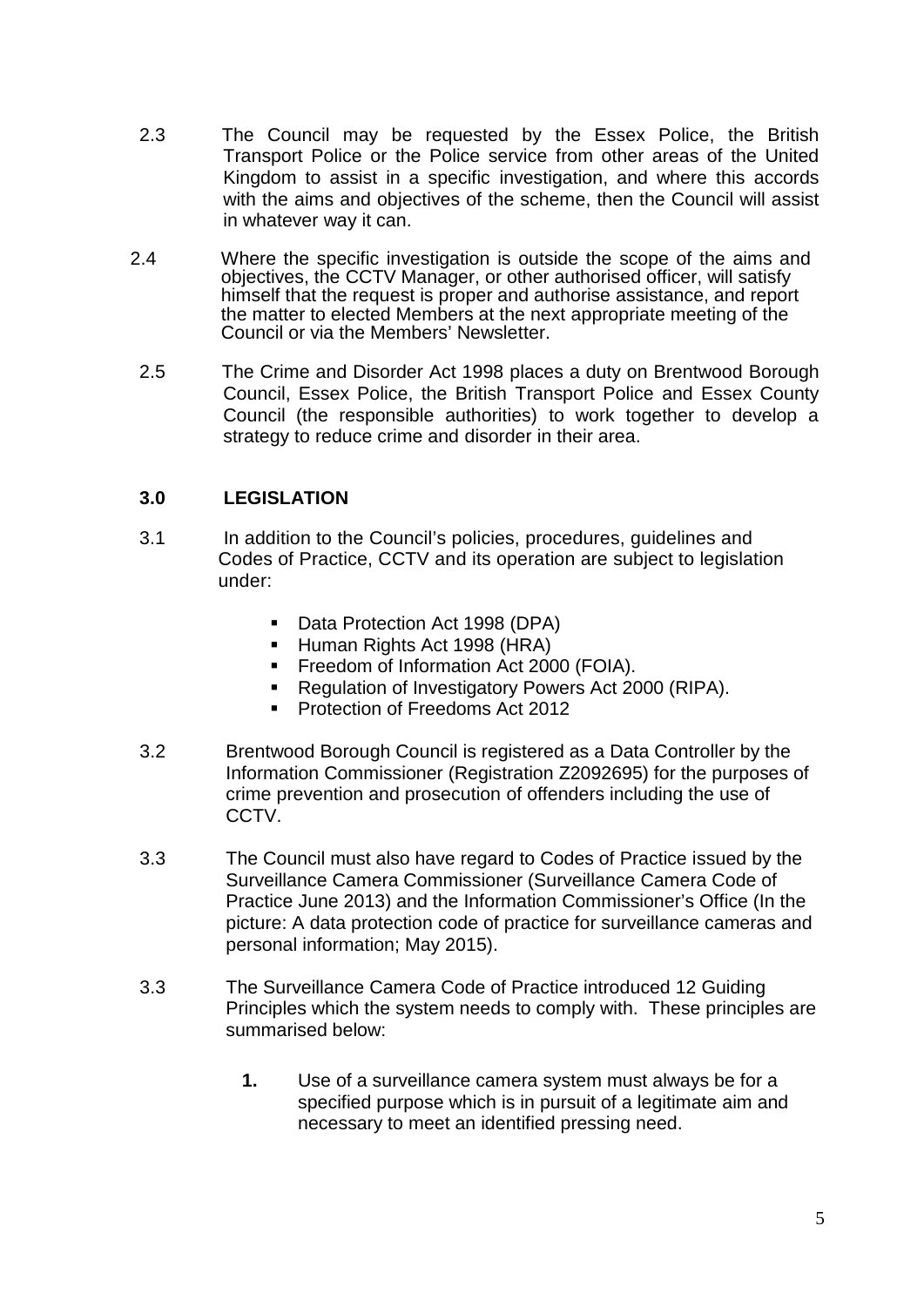2.3 The Council may be requested by the Essex Police, the British Transport Police or the Police service from other areas of the United Kingdom to assist in a specific investigation, and where this accords with the aims and objectives of the scheme, then the Council will assist in whatever way it can.

2.4 Where the specific investigation is outside the scope of the aims and objectives, the CCTV Manager, or other authorised officer, will satisfy himself that the request is proper and authorise assistance, and report the matter to elected Members at the next appropriate meeting of the Council or via the Members' Newsletter.

2.5 The Crime and Disorder Act 1998 places a duty on Brentwood Borough Council, Essex Police, the British Transport Police and Essex County Council (the responsible authorities) to work together to develop a strategy to reduce crime and disorder in their area.

## 3.0 LEGISLATION

3.1 In addition to the Council's policies, procedures, guidelines and Codes of Practice, CCTV and its operation are subject to legislation under:

- Data Protection Act 1998 (DPA)
- Human Rights Act 1998 (HRA)
- Freedom of Information Act 2000 (FOIA).
- Regulation of Investigatory Powers Act 2000 (RIPA).
- Protection of Freedoms Act 2012

3.2 Brentwood Borough Council is registered as a Data Controller by the Information Commissioner (Registration Z2092695) for the purposes of crime prevention and prosecution of offenders including the use of CCTV.

3.3 The Council must also have regard to Codes of Practice issued by the Surveillance Camera Commissioner (Surveillance Camera Code of Practice June 2013) and the Information Commissioner's Office (In the picture: A data protection code of practice for surveillance cameras and personal information; May 2015).

3.3 The Surveillance Camera Code of Practice introduced 12 Guiding Principles which the system needs to comply with. These principles are summarised below:

1. Use of a surveillance camera system must always be for a specified purpose which is in pursuit of a legitimate aim and necessary to meet an identified pressing need.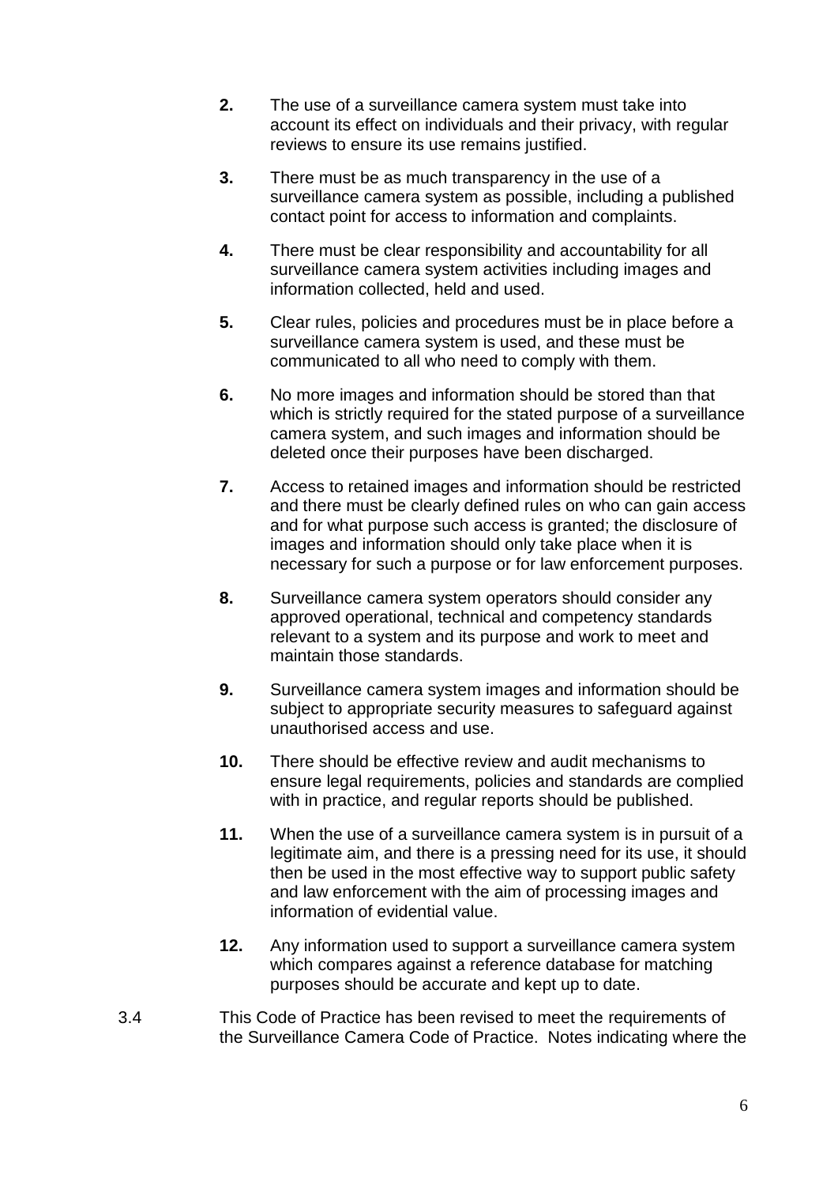**2.** The use of a surveillance camera system must take into account its effect on individuals and their privacy, with regular reviews to ensure its use remains justified.

**3.** There must be as much transparency in the use of a surveillance camera system as possible, including a published contact point for access to information and complaints.

**4.** There must be clear responsibility and accountability for all surveillance camera system activities including images and information collected, held and used.

**5.** Clear rules, policies and procedures must be in place before a surveillance camera system is used, and these must be communicated to all who need to comply with them.

**6.** No more images and information should be stored than that which is strictly required for the stated purpose of a surveillance camera system, and such images and information should be deleted once their purposes have been discharged.

**7.** Access to retained images and information should be restricted and there must be clearly defined rules on who can gain access and for what purpose such access is granted; the disclosure of images and information should only take place when it is necessary for such a purpose or for law enforcement purposes.

**8.** Surveillance camera system operators should consider any approved operational, technical and competency standards relevant to a system and its purpose and work to meet and maintain those standards.

**9.** Surveillance camera system images and information should be subject to appropriate security measures to safeguard against unauthorised access and use.

**10.** There should be effective review and audit mechanisms to ensure legal requirements, policies and standards are complied with in practice, and regular reports should be published.

**11.** When the use of a surveillance camera system is in pursuit of a legitimate aim, and there is a pressing need for its use, it should then be used in the most effective way to support public safety and law enforcement with the aim of processing images and information of evidential value.

**12.** Any information used to support a surveillance camera system which compares against a reference database for matching purposes should be accurate and kept up to date.

3.4 This Code of Practice has been revised to meet the requirements of the Surveillance Camera Code of Practice. Notes indicating where the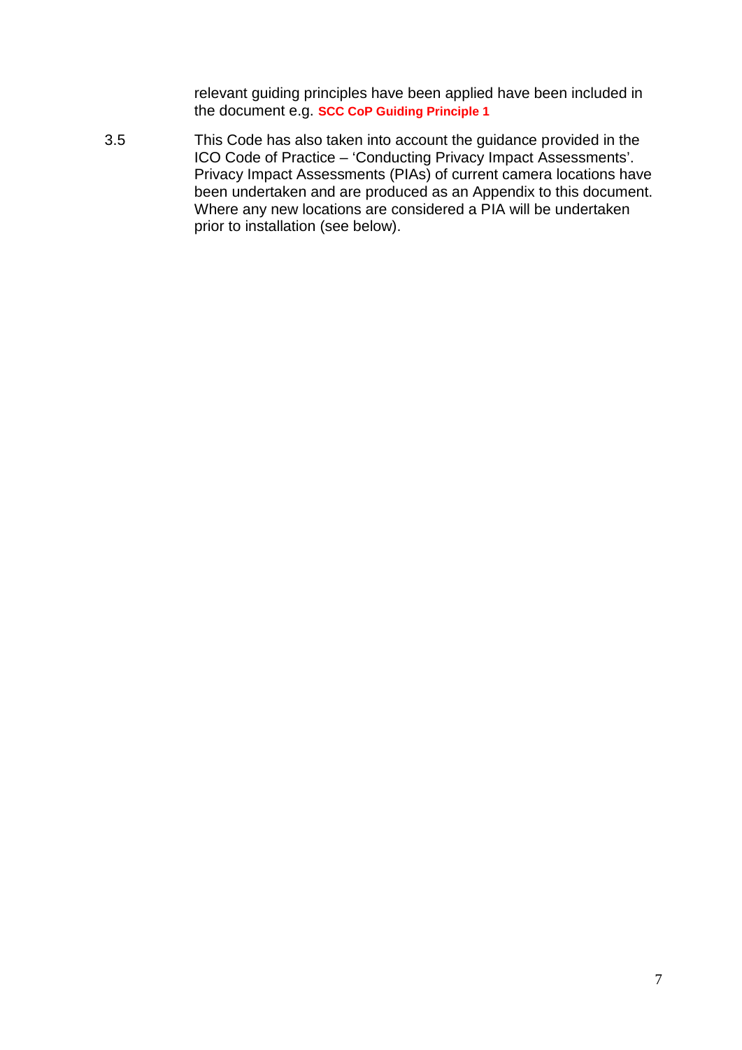relevant guiding principles have been applied have been included in the document e.g. **SCC CoP Guiding Principle 1**

3.5 This Code has also taken into account the guidance provided in the ICO Code of Practice – 'Conducting Privacy Impact Assessments'. Privacy Impact Assessments (PIAs) of current camera locations have been undertaken and are produced as an Appendix to this document. Where any new locations are considered a PIA will be undertaken prior to installation (see below).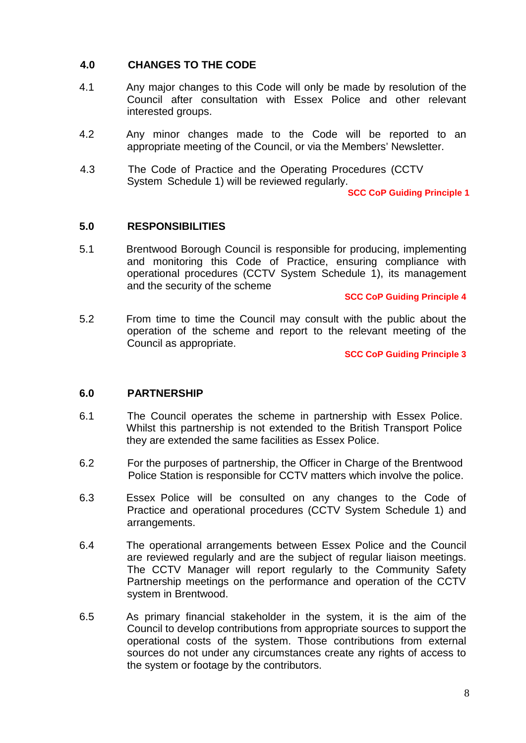## 4.0 CHANGES TO THE CODE

4.1 Any major changes to this Code will only be made by resolution of the Council after consultation with Essex Police and other relevant interested groups.

4.2 Any minor changes made to the Code will be reported to an appropriate meeting of the Council, or via the Members' Newsletter.

4.3 The Code of Practice and the Operating Procedures (CCTV System Schedule 1) will be reviewed regularly.

**SCC CoP Guiding Principle 1**

## 5.0 RESPONSIBILITIES

5.1 Brentwood Borough Council is responsible for producing, implementing and monitoring this Code of Practice, ensuring compliance with operational procedures (CCTV System Schedule 1), its management and the security of the scheme

**SCC CoP Guiding Principle 4**

5.2 From time to time the Council may consult with the public about the operation of the scheme and report to the relevant meeting of the Council as appropriate.

**SCC CoP Guiding Principle 3**

## 6.0 PARTNERSHIP

6.1 The Council operates the scheme in partnership with Essex Police. Whilst this partnership is not extended to the British Transport Police they are extended the same facilities as Essex Police.

6.2 For the purposes of partnership, the Officer in Charge of the Brentwood Police Station is responsible for CCTV matters which involve the police.

6.3 Essex Police will be consulted on any changes to the Code of Practice and operational procedures (CCTV System Schedule 1) and arrangements.

6.4 The operational arrangements between Essex Police and the Council are reviewed regularly and are the subject of regular liaison meetings. The CCTV Manager will report regularly to the Community Safety Partnership meetings on the performance and operation of the CCTV system in Brentwood.

6.5 As primary financial stakeholder in the system, it is the aim of the Council to develop contributions from appropriate sources to support the operational costs of the system. Those contributions from external sources do not under any circumstances create any rights of access to the system or footage by the contributors.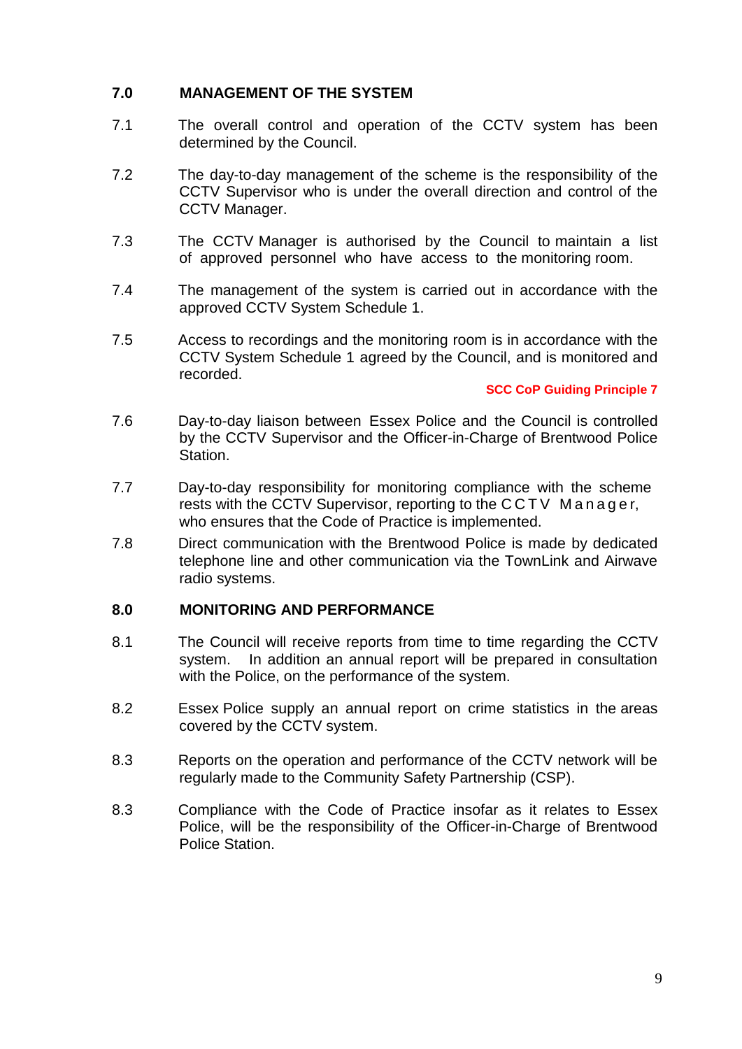## 7.0 MANAGEMENT OF THE SYSTEM

7.1 The overall control and operation of the CCTV system has been determined by the Council.

7.2 The day-to-day management of the scheme is the responsibility of the CCTV Supervisor who is under the overall direction and control of the CCTV Manager.

7.3 The CCTV Manager is authorised by the Council to maintain a list of approved personnel who have access to the monitoring room.

7.4 The management of the system is carried out in accordance with the approved CCTV System Schedule 1.

7.5 Access to recordings and the monitoring room is in accordance with the CCTV System Schedule 1 agreed by the Council, and is monitored and recorded.

**SCC CoP Guiding Principle 7**

7.6 Day-to-day liaison between Essex Police and the Council is controlled by the CCTV Supervisor and the Officer-in-Charge of Brentwood Police Station.

7.7 Day-to-day responsibility for monitoring compliance with the scheme rests with the CCTV Supervisor, reporting to the CCTV Manager, who ensures that the Code of Practice is implemented.

7.8 Direct communication with the Brentwood Police is made by dedicated telephone line and other communication via the TownLink and Airwave radio systems.

## 8.0 MONITORING AND PERFORMANCE

8.1 The Council will receive reports from time to time regarding the CCTV system. In addition an annual report will be prepared in consultation with the Police, on the performance of the system.

8.2 Essex Police supply an annual report on crime statistics in the areas covered by the CCTV system.

8.3 Reports on the operation and performance of the CCTV network will be regularly made to the Community Safety Partnership (CSP).

8.3 Compliance with the Code of Practice insofar as it relates to Essex Police, will be the responsibility of the Officer-in-Charge of Brentwood Police Station.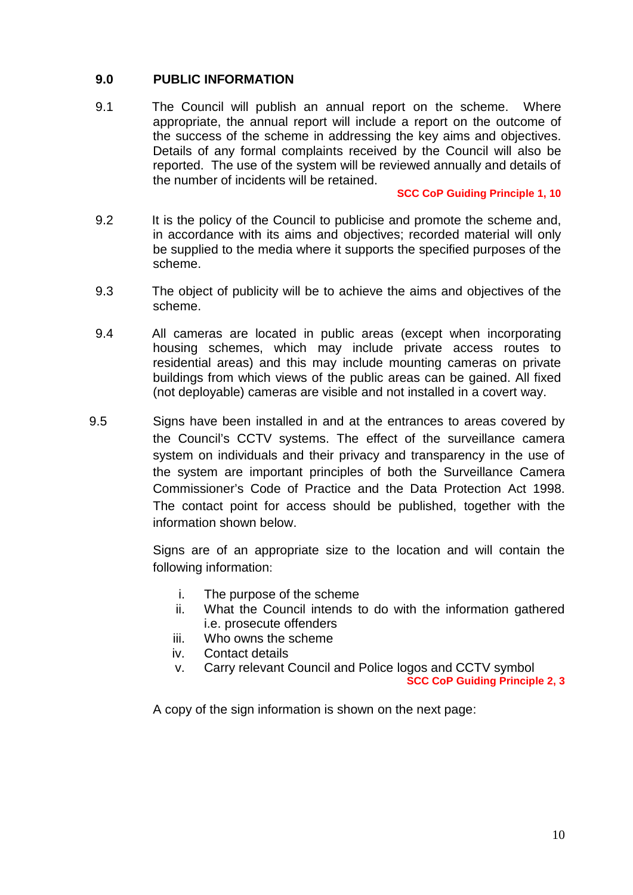## 9.0 PUBLIC INFORMATION

9.1 The Council will publish an annual report on the scheme. Where appropriate, the annual report will include a report on the outcome of the success of the scheme in addressing the key aims and objectives. Details of any formal complaints received by the Council will also be reported. The use of the system will be reviewed annually and details of the number of incidents will be retained.

**SCC CoP Guiding Principle 1, 10**

9.2 It is the policy of the Council to publicise and promote the scheme and, in accordance with its aims and objectives; recorded material will only be supplied to the media where it supports the specified purposes of the scheme.

9.3 The object of publicity will be to achieve the aims and objectives of the scheme.

9.4 All cameras are located in public areas (except when incorporating housing schemes, which may include private access routes to residential areas) and this may include mounting cameras on private buildings from which views of the public areas can be gained. All fixed (not deployable) cameras are visible and not installed in a covert way.

9.5 Signs have been installed in and at the entrances to areas covered by the Council's CCTV systems. The effect of the surveillance camera system on individuals and their privacy and transparency in the use of the system are important principles of both the Surveillance Camera Commissioner's Code of Practice and the Data Protection Act 1998. The contact point for access should be published, together with the information shown below.

Signs are of an appropriate size to the location and will contain the following information:

i. The purpose of the scheme
ii. What the Council intends to do with the information gathered i.e. prosecute offenders
iii. Who owns the scheme
iv. Contact details
v. Carry relevant Council and Police logos and CCTV symbol

**SCC CoP Guiding Principle 2, 3**

A copy of the sign information is shown on the next page: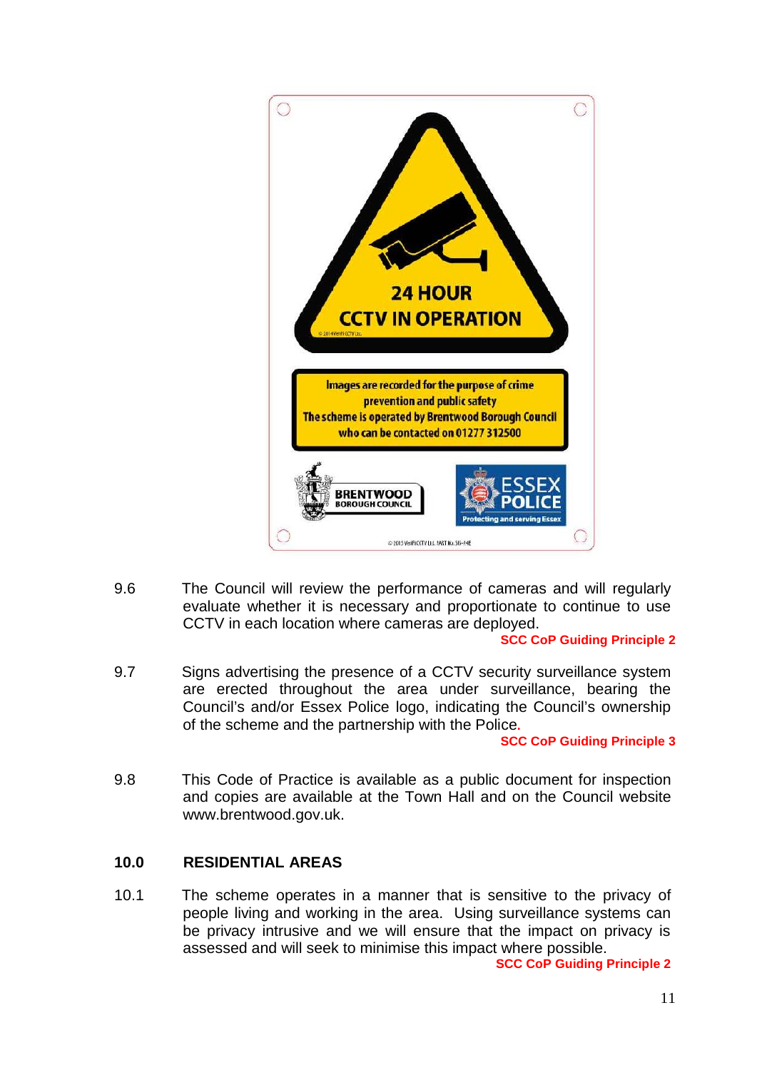24 HOUR
CCTV IN OPERATION

Images are recorded for the purpose of crime prevention and public safety
The scheme is operated by Brentwood Borough Council who can be contacted on 01277 312500

BRENTWOOD BOROUGH COUNCIL

ESSEX POLICE
Protecting and serving Essex

9.6 The Council will review the performance of cameras and will regularly evaluate whether it is necessary and proportionate to continue to use CCTV in each location where cameras are deployed.

**SCC CoP Guiding Principle 2**

9.7 Signs advertising the presence of a CCTV security surveillance system are erected throughout the area under surveillance, bearing the Council's and/or Essex Police logo, indicating the Council's ownership of the scheme and the partnership with the Police.

**SCC CoP Guiding Principle 3**

9.8 This Code of Practice is available as a public document for inspection and copies are available at the Town Hall and on the Council website www.brentwood.gov.uk.

## 10.0 RESIDENTIAL AREAS

10.1 The scheme operates in a manner that is sensitive to the privacy of people living and working in the area. Using surveillance systems can be privacy intrusive and we will ensure that the impact on privacy is assessed and will seek to minimise this impact where possible.

**SCC CoP Guiding Principle 2**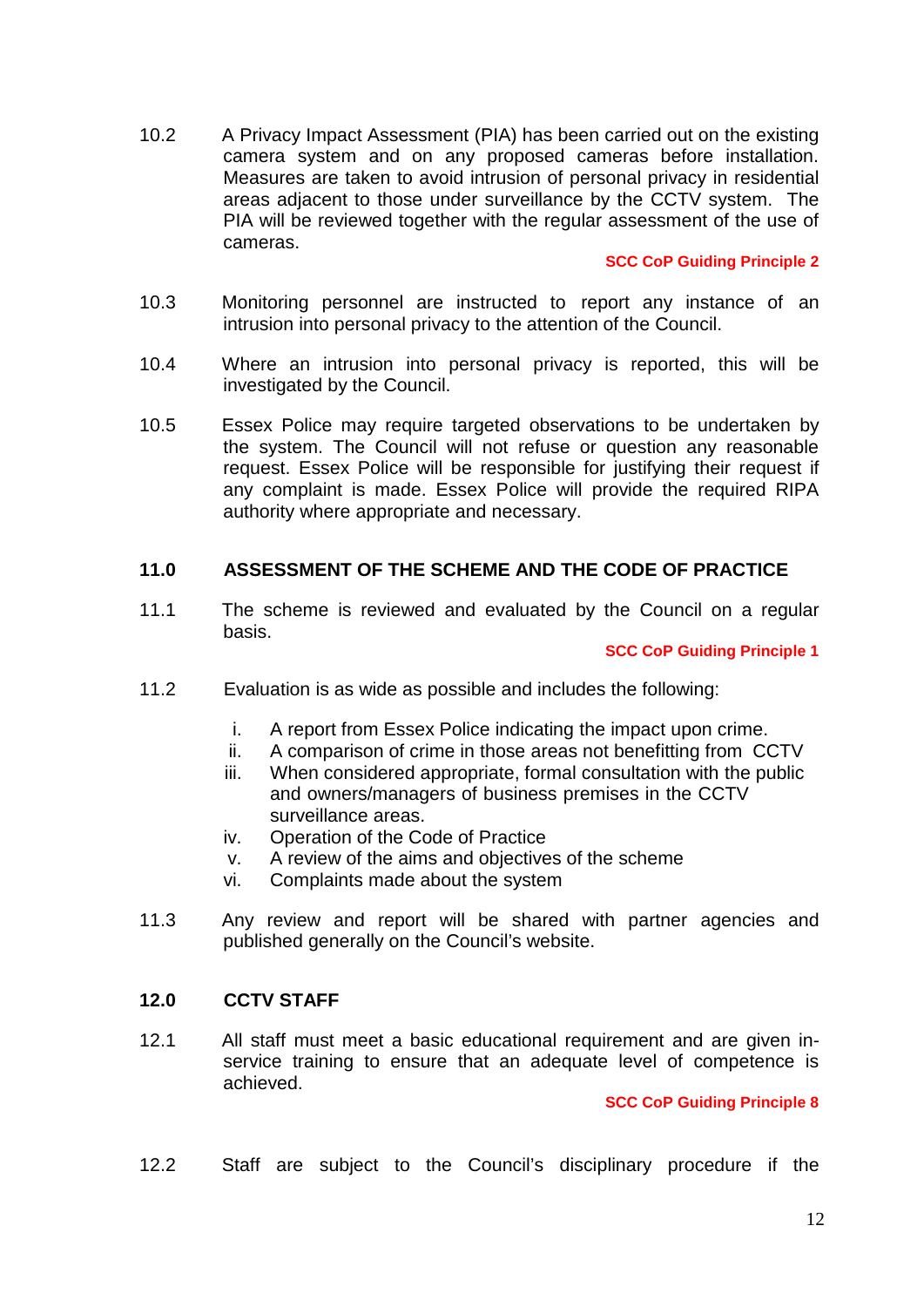10.2 A Privacy Impact Assessment (PIA) has been carried out on the existing camera system and on any proposed cameras before installation. Measures are taken to avoid intrusion of personal privacy in residential areas adjacent to those under surveillance by the CCTV system. The PIA will be reviewed together with the regular assessment of the use of cameras.

**SCC CoP Guiding Principle 2**

10.3 Monitoring personnel are instructed to report any instance of an intrusion into personal privacy to the attention of the Council.

10.4 Where an intrusion into personal privacy is reported, this will be investigated by the Council.

10.5 Essex Police may require targeted observations to be undertaken by the system. The Council will not refuse or question any reasonable request. Essex Police will be responsible for justifying their request if any complaint is made. Essex Police will provide the required RIPA authority where appropriate and necessary.

## 11.0 ASSESSMENT OF THE SCHEME AND THE CODE OF PRACTICE

11.1 The scheme is reviewed and evaluated by the Council on a regular basis.

**SCC CoP Guiding Principle 1**

11.2 Evaluation is as wide as possible and includes the following:

i. A report from Essex Police indicating the impact upon crime.
ii. A comparison of crime in those areas not benefitting from CCTV
iii. When considered appropriate, formal consultation with the public and owners/managers of business premises in the CCTV surveillance areas.
iv. Operation of the Code of Practice
v. A review of the aims and objectives of the scheme
vi. Complaints made about the system

11.3 Any review and report will be shared with partner agencies and published generally on the Council's website.

## 12.0 CCTV STAFF

12.1 All staff must meet a basic educational requirement and are given in-service training to ensure that an adequate level of competence is achieved.

**SCC CoP Guiding Principle 8**

12.2 Staff are subject to the Council's disciplinary procedure if the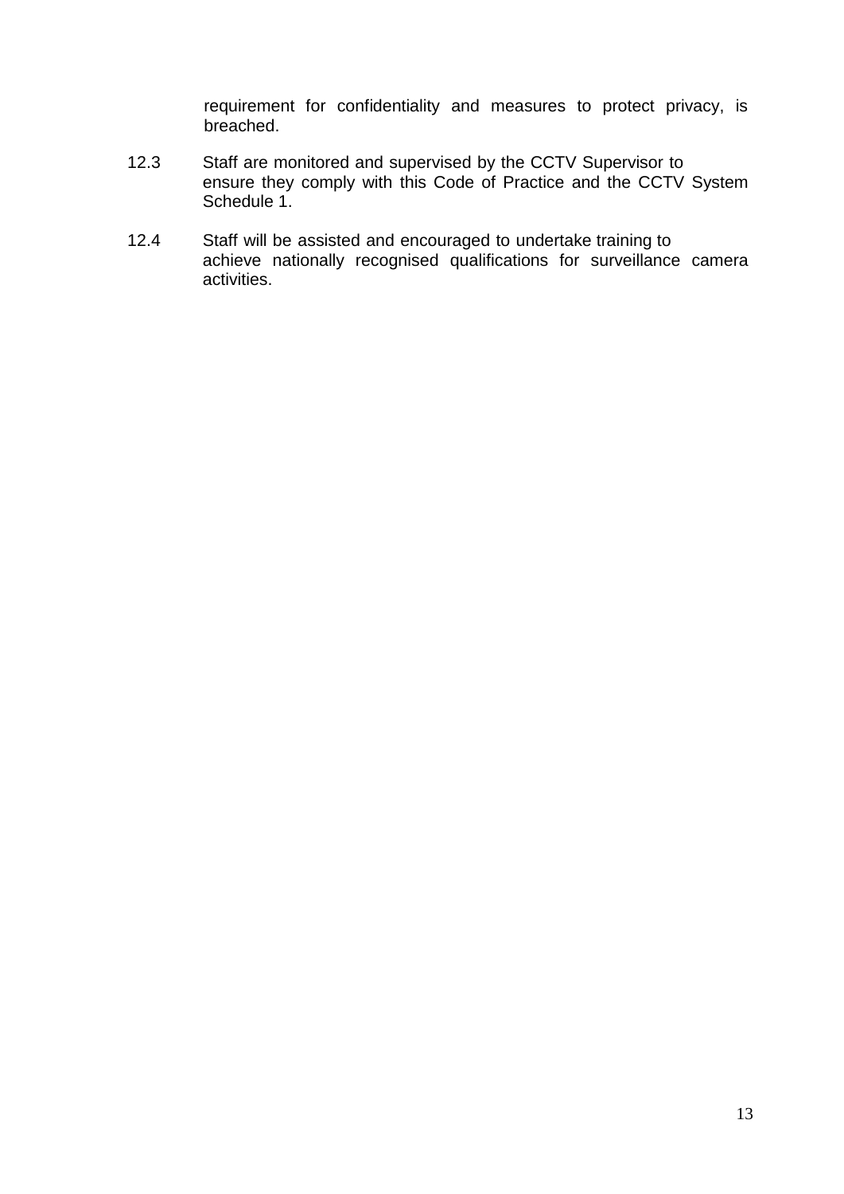requirement for confidentiality and measures to protect privacy, is breached.

12.3 Staff are monitored and supervised by the CCTV Supervisor to ensure they comply with this Code of Practice and the CCTV System Schedule 1.

12.4 Staff will be assisted and encouraged to undertake training to achieve nationally recognised qualifications for surveillance camera activities.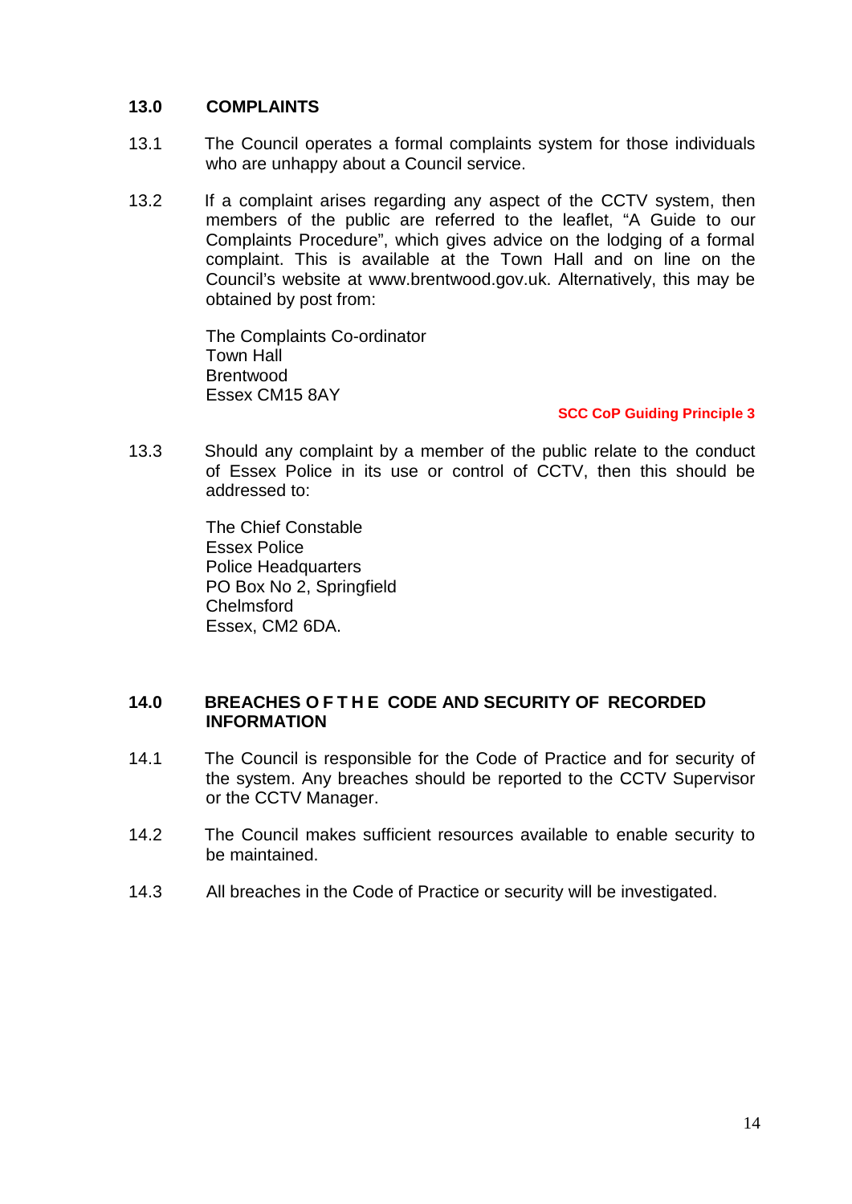## 13.0 COMPLAINTS

13.1 The Council operates a formal complaints system for those individuals who are unhappy about a Council service.

13.2 If a complaint arises regarding any aspect of the CCTV system, then members of the public are referred to the leaflet, "A Guide to our Complaints Procedure", which gives advice on the lodging of a formal complaint. This is available at the Town Hall and on line on the Council's website at www.brentwood.gov.uk. Alternatively, this may be obtained by post from:

The Complaints Co-ordinator
Town Hall
Brentwood
Essex CM15 8AY

**SCC CoP Guiding Principle 3**

13.3 Should any complaint by a member of the public relate to the conduct of Essex Police in its use or control of CCTV, then this should be addressed to:

The Chief Constable
Essex Police
Police Headquarters
PO Box No 2, Springfield
Chelmsford
Essex, CM2 6DA.

## 14.0 BREACHES OF THE CODE AND SECURITY OF RECORDED INFORMATION

14.1 The Council is responsible for the Code of Practice and for security of the system. Any breaches should be reported to the CCTV Supervisor or the CCTV Manager.

14.2 The Council makes sufficient resources available to enable security to be maintained.

14.3 All breaches in the Code of Practice or security will be investigated.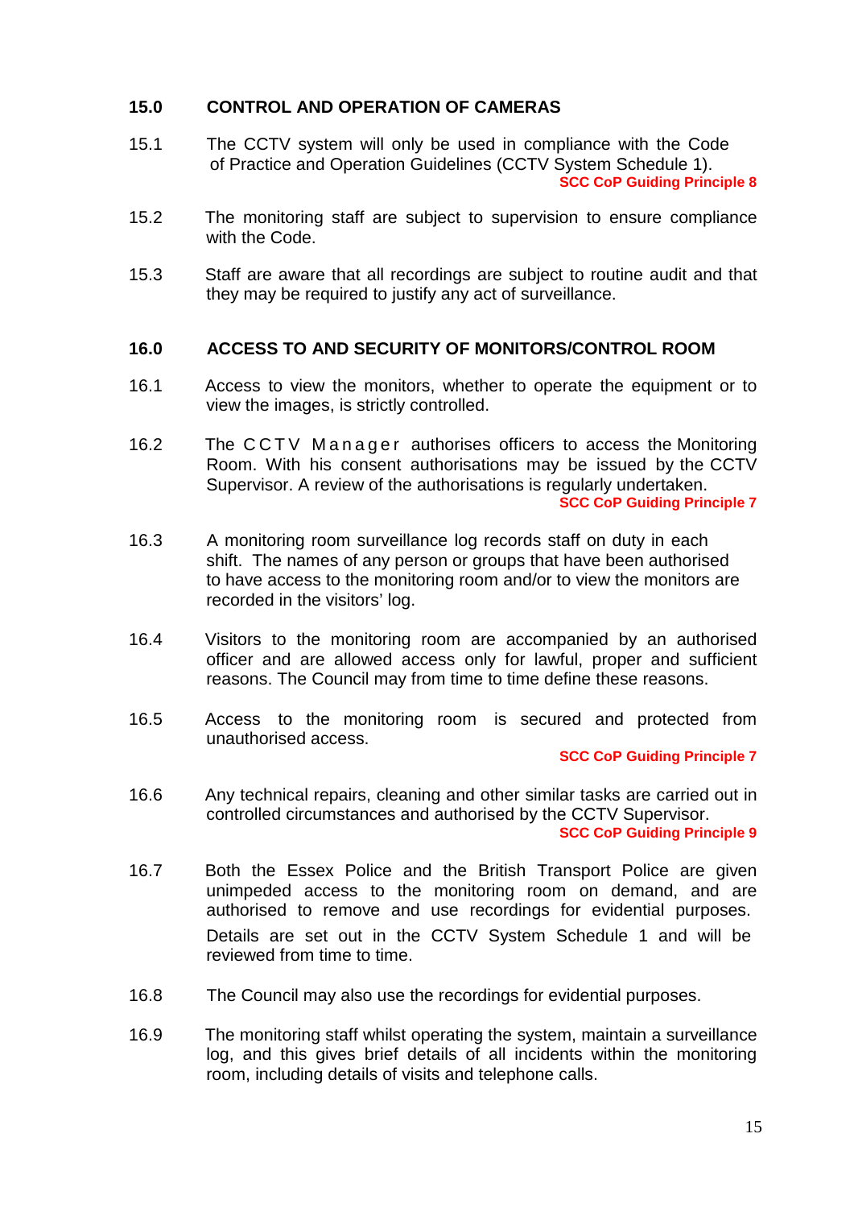## 15.0 CONTROL AND OPERATION OF CAMERAS

15.1 The CCTV system will only be used in compliance with the Code of Practice and Operation Guidelines (CCTV System Schedule 1).
**SCC CoP Guiding Principle 8**

15.2 The monitoring staff are subject to supervision to ensure compliance with the Code.

15.3 Staff are aware that all recordings are subject to routine audit and that they may be required to justify any act of surveillance.

## 16.0 ACCESS TO AND SECURITY OF MONITORS/CONTROL ROOM

16.1 Access to view the monitors, whether to operate the equipment or to view the images, is strictly controlled.

16.2 The CCTV Manager authorises officers to access the Monitoring Room. With his consent authorisations may be issued by the CCTV Supervisor. A review of the authorisations is regularly undertaken.
**SCC CoP Guiding Principle 7**

16.3 A monitoring room surveillance log records staff on duty in each shift. The names of any person or groups that have been authorised to have access to the monitoring room and/or to view the monitors are recorded in the visitors' log.

16.4 Visitors to the monitoring room are accompanied by an authorised officer and are allowed access only for lawful, proper and sufficient reasons. The Council may from time to time define these reasons.

16.5 Access to the monitoring room is secured and protected from unauthorised access.
**SCC CoP Guiding Principle 7**

16.6 Any technical repairs, cleaning and other similar tasks are carried out in controlled circumstances and authorised by the CCTV Supervisor.
**SCC CoP Guiding Principle 9**

16.7 Both the Essex Police and the British Transport Police are given unimpeded access to the monitoring room on demand, and are authorised to remove and use recordings for evidential purposes. Details are set out in the CCTV System Schedule 1 and will be reviewed from time to time.

16.8 The Council may also use the recordings for evidential purposes.

16.9 The monitoring staff whilst operating the system, maintain a surveillance log, and this gives brief details of all incidents within the monitoring room, including details of visits and telephone calls.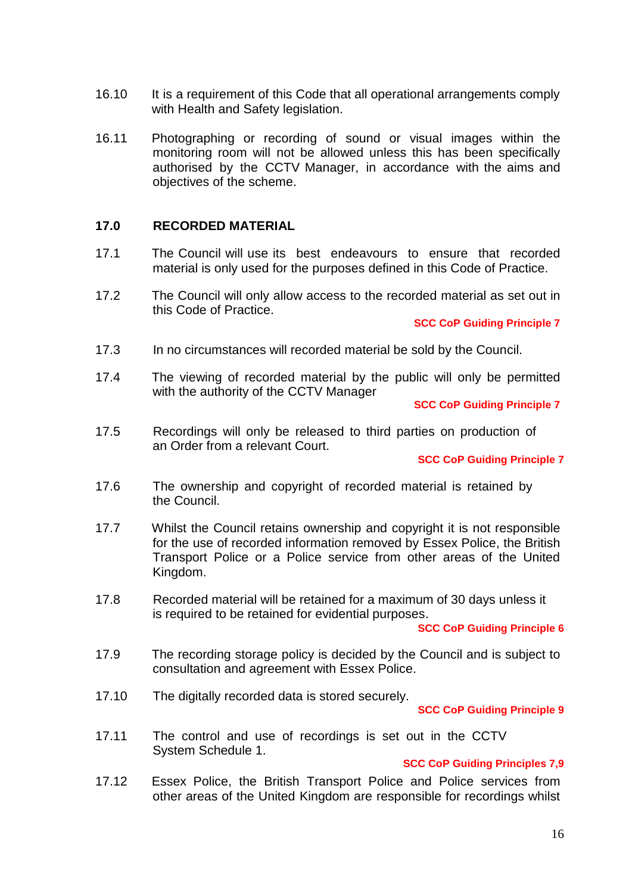16.10 It is a requirement of this Code that all operational arrangements comply with Health and Safety legislation.

16.11 Photographing or recording of sound or visual images within the monitoring room will not be allowed unless this has been specifically authorised by the CCTV Manager, in accordance with the aims and objectives of the scheme.

## 17.0 RECORDED MATERIAL

17.1 The Council will use its best endeavours to ensure that recorded material is only used for the purposes defined in this Code of Practice.

17.2 The Council will only allow access to the recorded material as set out in this Code of Practice.

**SCC CoP Guiding Principle 7**

17.3 In no circumstances will recorded material be sold by the Council.

17.4 The viewing of recorded material by the public will only be permitted with the authority of the CCTV Manager

**SCC CoP Guiding Principle 7**

17.5 Recordings will only be released to third parties on production of an Order from a relevant Court.

**SCC CoP Guiding Principle 7**

17.6 The ownership and copyright of recorded material is retained by the Council.

17.7 Whilst the Council retains ownership and copyright it is not responsible for the use of recorded information removed by Essex Police, the British Transport Police or a Police service from other areas of the United Kingdom.

17.8 Recorded material will be retained for a maximum of 30 days unless it is required to be retained for evidential purposes.

**SCC CoP Guiding Principle 6**

17.9 The recording storage policy is decided by the Council and is subject to consultation and agreement with Essex Police.

17.10 The digitally recorded data is stored securely.

**SCC CoP Guiding Principle 9**

17.11 The control and use of recordings is set out in the CCTV System Schedule 1.

**SCC CoP Guiding Principles 7,9**

17.12 Essex Police, the British Transport Police and Police services from other areas of the United Kingdom are responsible for recordings whilst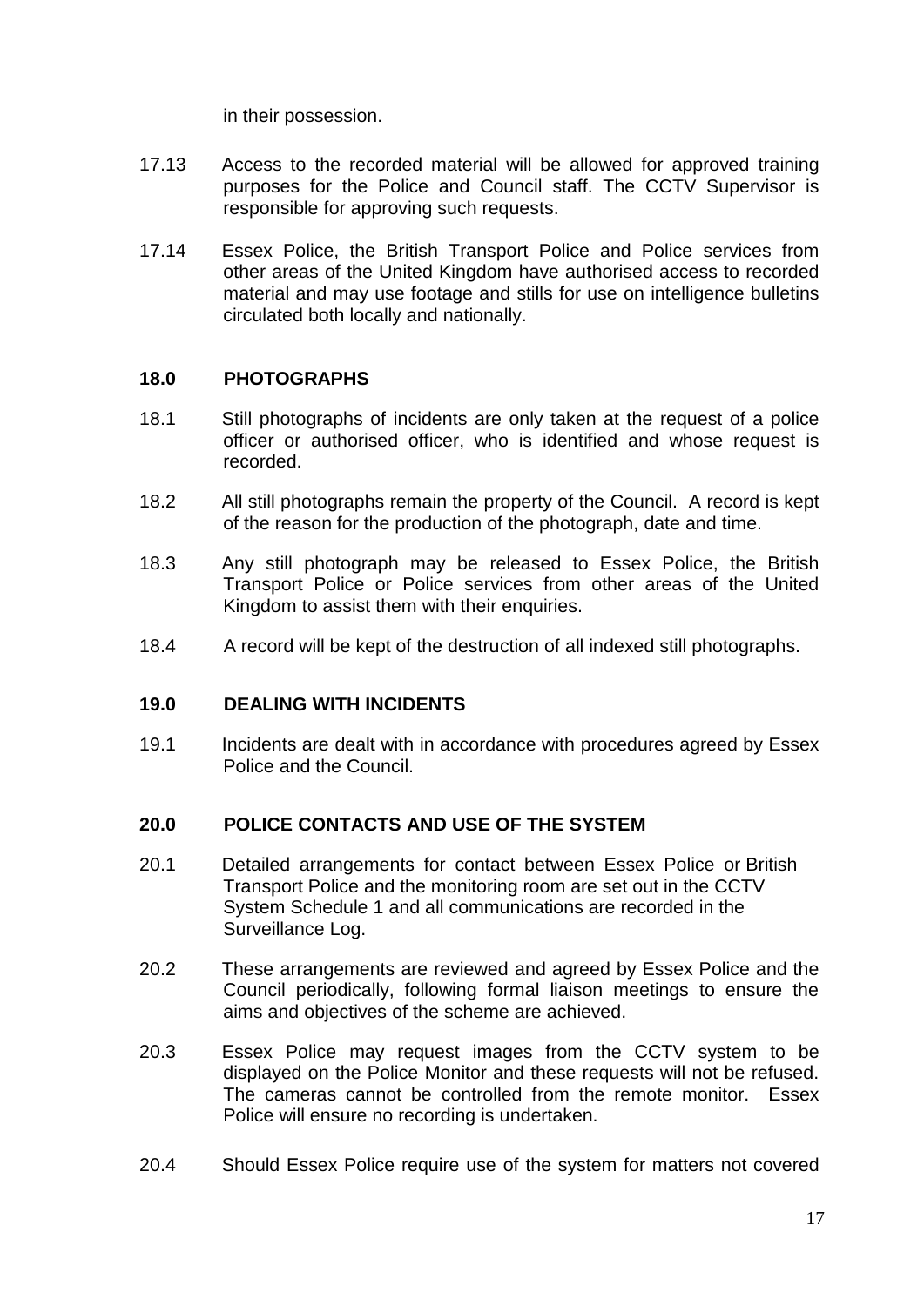in their possession.

17.13 Access to the recorded material will be allowed for approved training purposes for the Police and Council staff. The CCTV Supervisor is responsible for approving such requests.

17.14 Essex Police, the British Transport Police and Police services from other areas of the United Kingdom have authorised access to recorded material and may use footage and stills for use on intelligence bulletins circulated both locally and nationally.

## 18.0 PHOTOGRAPHS

18.1 Still photographs of incidents are only taken at the request of a police officer or authorised officer, who is identified and whose request is recorded.

18.2 All still photographs remain the property of the Council. A record is kept of the reason for the production of the photograph, date and time.

18.3 Any still photograph may be released to Essex Police, the British Transport Police or Police services from other areas of the United Kingdom to assist them with their enquiries.

18.4 A record will be kept of the destruction of all indexed still photographs.

## 19.0 DEALING WITH INCIDENTS

19.1 Incidents are dealt with in accordance with procedures agreed by Essex Police and the Council.

## 20.0 POLICE CONTACTS AND USE OF THE SYSTEM

20.1 Detailed arrangements for contact between Essex Police or British Transport Police and the monitoring room are set out in the CCTV System Schedule 1 and all communications are recorded in the Surveillance Log.

20.2 These arrangements are reviewed and agreed by Essex Police and the Council periodically, following formal liaison meetings to ensure the aims and objectives of the scheme are achieved.

20.3 Essex Police may request images from the CCTV system to be displayed on the Police Monitor and these requests will not be refused. The cameras cannot be controlled from the remote monitor. Essex Police will ensure no recording is undertaken.

20.4 Should Essex Police require use of the system for matters not covered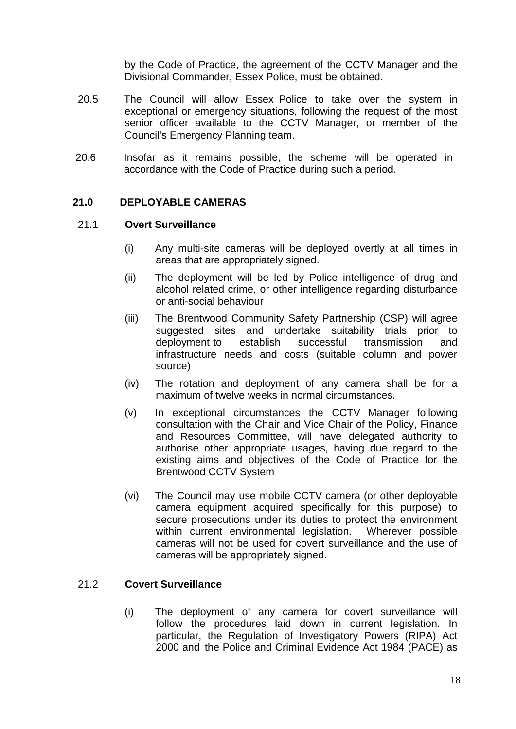by the Code of Practice, the agreement of the CCTV Manager and the Divisional Commander, Essex Police, must be obtained.

20.5 The Council will allow Essex Police to take over the system in exceptional or emergency situations, following the request of the most senior officer available to the CCTV Manager, or member of the Council's Emergency Planning team.

20.6 Insofar as it remains possible, the scheme will be operated in accordance with the Code of Practice during such a period.

## 21.0 DEPLOYABLE CAMERAS

### 21.1 Overt Surveillance

(i) Any multi-site cameras will be deployed overtly at all times in areas that are appropriately signed.

(ii) The deployment will be led by Police intelligence of drug and alcohol related crime, or other intelligence regarding disturbance or anti-social behaviour

(iii) The Brentwood Community Safety Partnership (CSP) will agree suggested sites and undertake suitability trials prior to deployment to establish successful transmission and infrastructure needs and costs (suitable column and power source)

(iv) The rotation and deployment of any camera shall be for a maximum of twelve weeks in normal circumstances.

(v) In exceptional circumstances the CCTV Manager following consultation with the Chair and Vice Chair of the Policy, Finance and Resources Committee, will have delegated authority to authorise other appropriate usages, having due regard to the existing aims and objectives of the Code of Practice for the Brentwood CCTV System

(vi) The Council may use mobile CCTV camera (or other deployable camera equipment acquired specifically for this purpose) to secure prosecutions under its duties to protect the environment within current environmental legislation. Wherever possible cameras will not be used for covert surveillance and the use of cameras will be appropriately signed.

### 21.2 Covert Surveillance

(i) The deployment of any camera for covert surveillance will follow the procedures laid down in current legislation. In particular, the Regulation of Investigatory Powers (RIPA) Act 2000 and the Police and Criminal Evidence Act 1984 (PACE) as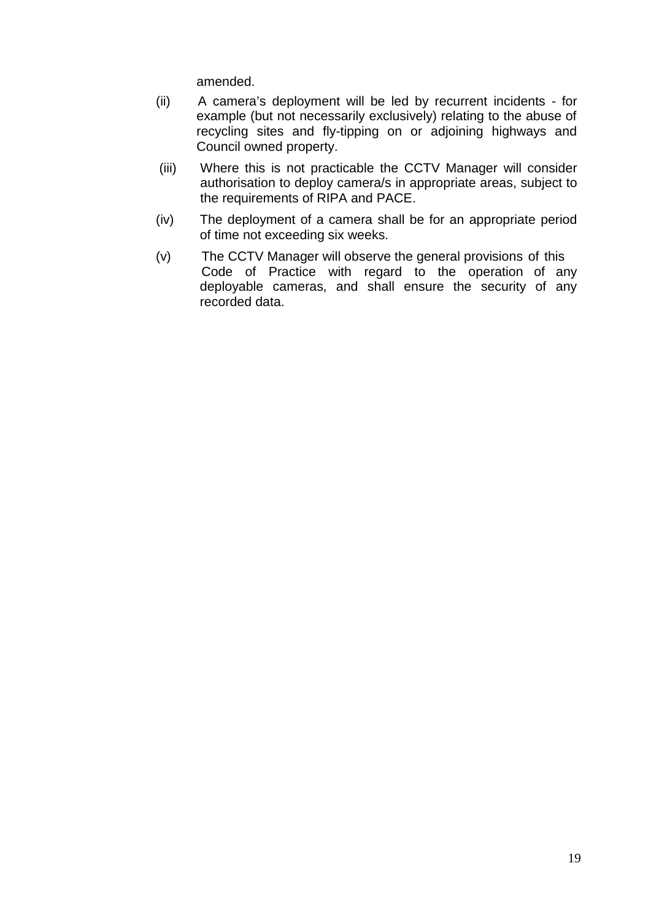amended.

(ii) A camera's deployment will be led by recurrent incidents - for example (but not necessarily exclusively) relating to the abuse of recycling sites and fly-tipping on or adjoining highways and Council owned property.

(iii) Where this is not practicable the CCTV Manager will consider authorisation to deploy camera/s in appropriate areas, subject to the requirements of RIPA and PACE.

(iv) The deployment of a camera shall be for an appropriate period of time not exceeding six weeks.

(v) The CCTV Manager will observe the general provisions of this Code of Practice with regard to the operation of any deployable cameras, and shall ensure the security of any recorded data.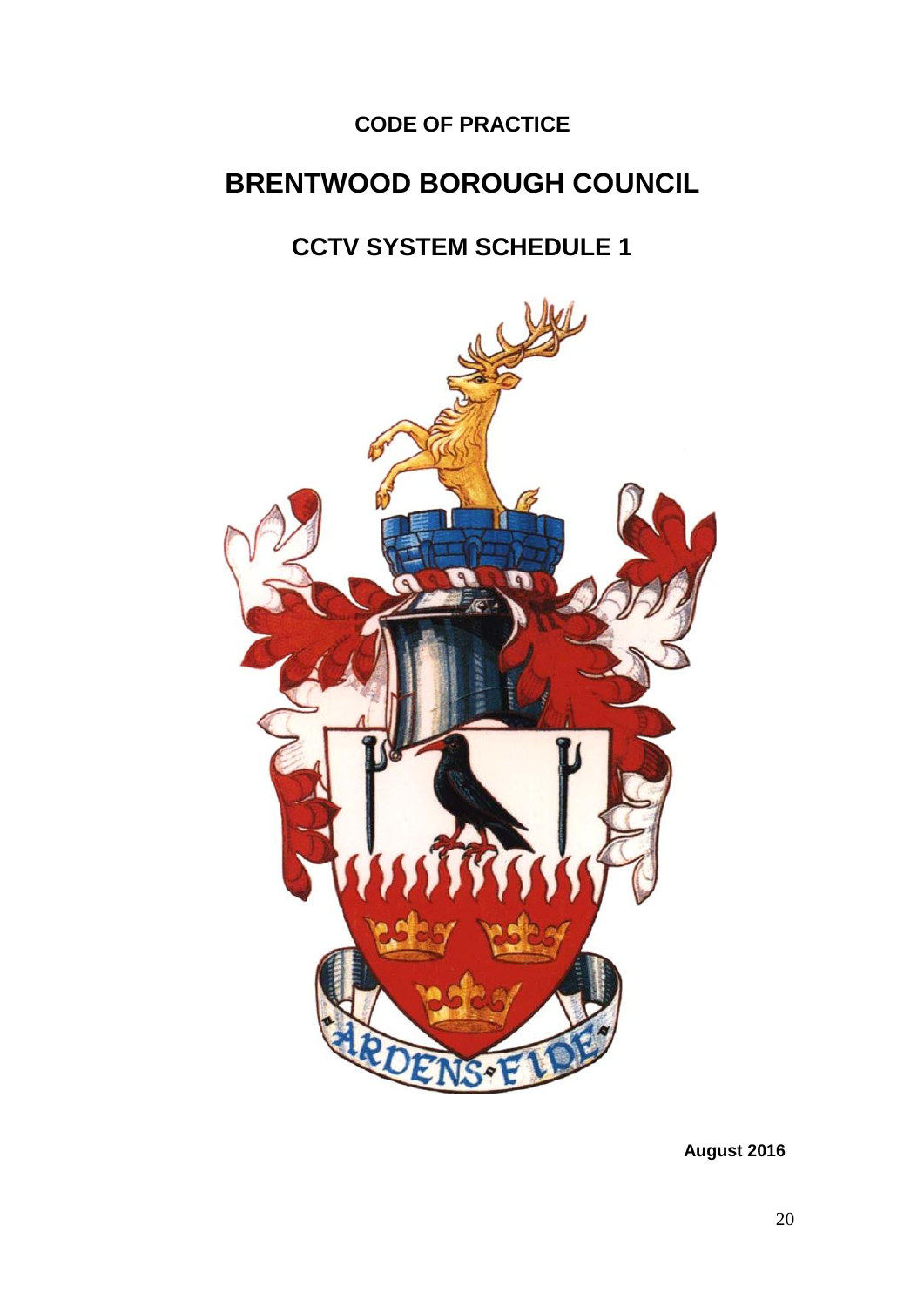**CODE OF PRACTICE**

# BRENTWOOD BOROUGH COUNCIL

## CCTV SYSTEM SCHEDULE 1

**August 2016**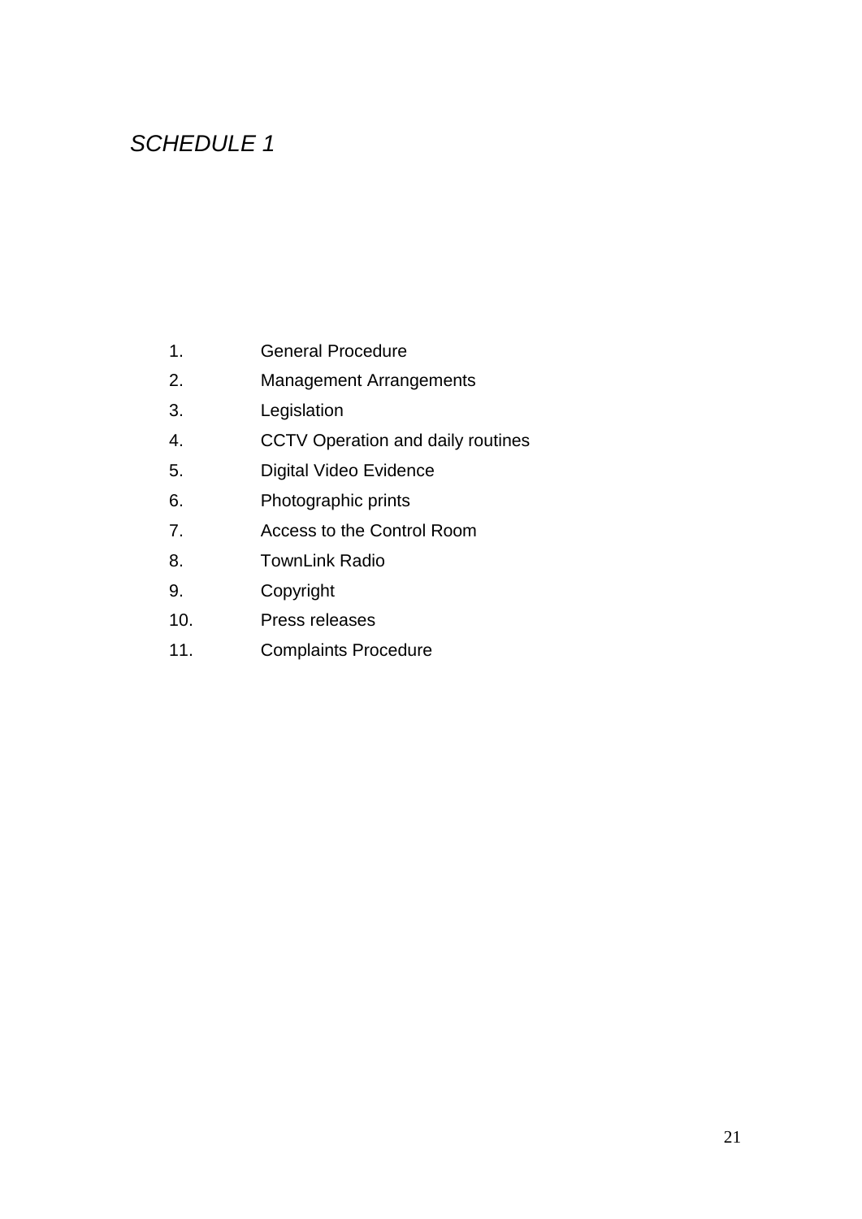## *SCHEDULE 1*

1. General Procedure
2. Management Arrangements
3. Legislation
4. CCTV Operation and daily routines
5. Digital Video Evidence
6. Photographic prints
7. Access to the Control Room
8. TownLink Radio
9. Copyright
10. Press releases
11. Complaints Procedure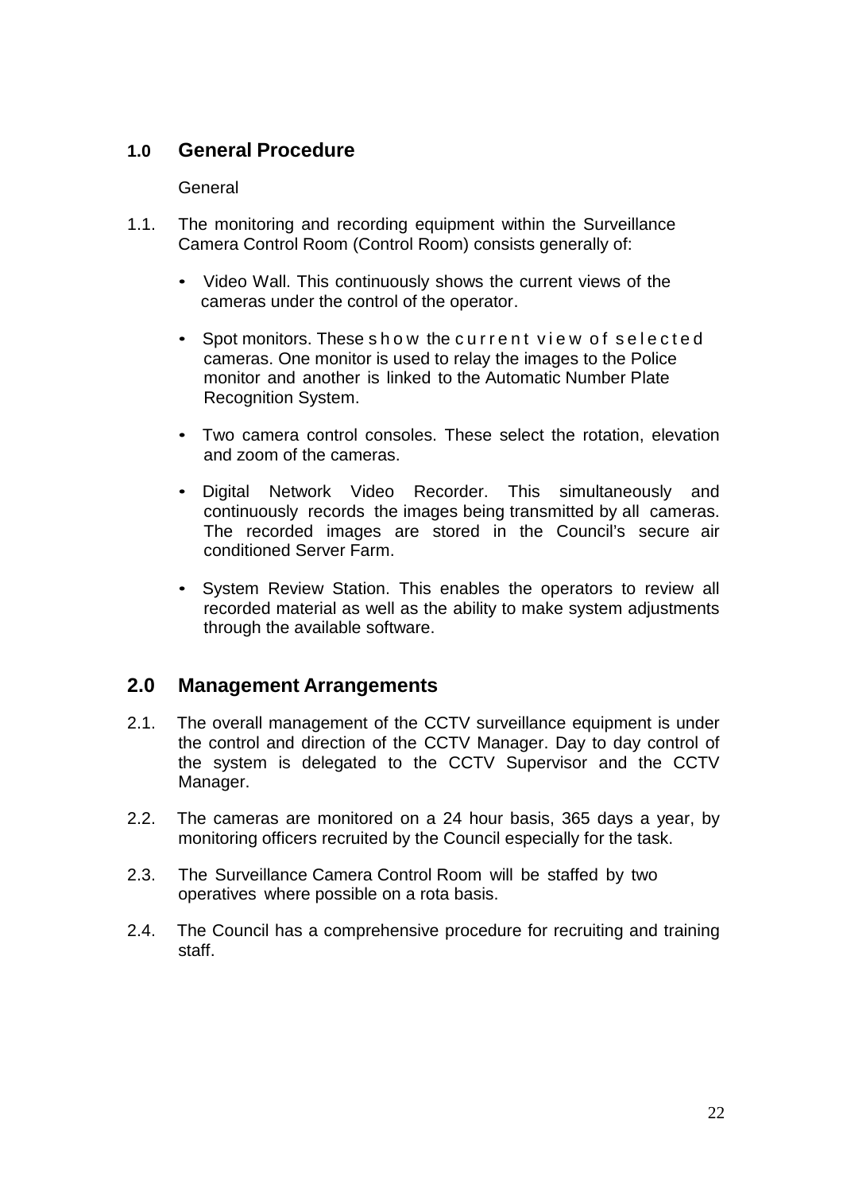## 1.0 General Procedure

General

1.1. The monitoring and recording equipment within the Surveillance Camera Control Room (Control Room) consists generally of:

- Video Wall. This continuously shows the current views of the cameras under the control of the operator.
- Spot monitors. These show the current view of selected cameras. One monitor is used to relay the images to the Police monitor and another is linked to the Automatic Number Plate Recognition System.
- Two camera control consoles. These select the rotation, elevation and zoom of the cameras.
- Digital Network Video Recorder. This simultaneously and continuously records the images being transmitted by all cameras. The recorded images are stored in the Council's secure air conditioned Server Farm.
- System Review Station. This enables the operators to review all recorded material as well as the ability to make system adjustments through the available software.

## 2.0 Management Arrangements

2.1. The overall management of the CCTV surveillance equipment is under the control and direction of the CCTV Manager. Day to day control of the system is delegated to the CCTV Supervisor and the CCTV Manager.

2.2. The cameras are monitored on a 24 hour basis, 365 days a year, by monitoring officers recruited by the Council especially for the task.

2.3. The Surveillance Camera Control Room will be staffed by two operatives where possible on a rota basis.

2.4. The Council has a comprehensive procedure for recruiting and training staff.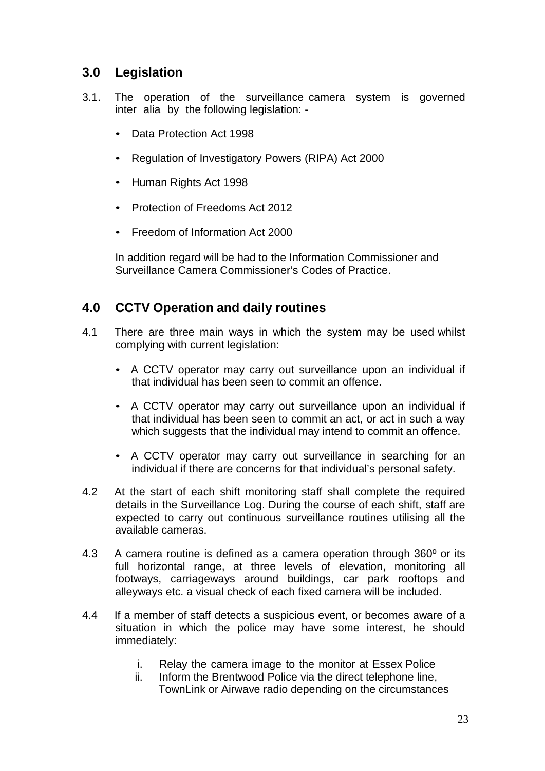## 3.0 Legislation

3.1. The operation of the surveillance camera system is governed inter alia by the following legislation: -

- Data Protection Act 1998
- Regulation of Investigatory Powers (RIPA) Act 2000
- Human Rights Act 1998
- Protection of Freedoms Act 2012
- Freedom of Information Act 2000

In addition regard will be had to the Information Commissioner and Surveillance Camera Commissioner's Codes of Practice.

## 4.0 CCTV Operation and daily routines

4.1 There are three main ways in which the system may be used whilst complying with current legislation:

- A CCTV operator may carry out surveillance upon an individual if that individual has been seen to commit an offence.
- A CCTV operator may carry out surveillance upon an individual if that individual has been seen to commit an act, or act in such a way which suggests that the individual may intend to commit an offence.
- A CCTV operator may carry out surveillance in searching for an individual if there are concerns for that individual's personal safety.

4.2 At the start of each shift monitoring staff shall complete the required details in the Surveillance Log. During the course of each shift, staff are expected to carry out continuous surveillance routines utilising all the available cameras.

4.3 A camera routine is defined as a camera operation through 360º or its full horizontal range, at three levels of elevation, monitoring all footways, carriageways around buildings, car park rooftops and alleyways etc. a visual check of each fixed camera will be included.

4.4 If a member of staff detects a suspicious event, or becomes aware of a situation in which the police may have some interest, he should immediately:

i. Relay the camera image to the monitor at Essex Police
ii. Inform the Brentwood Police via the direct telephone line, TownLink or Airwave radio depending on the circumstances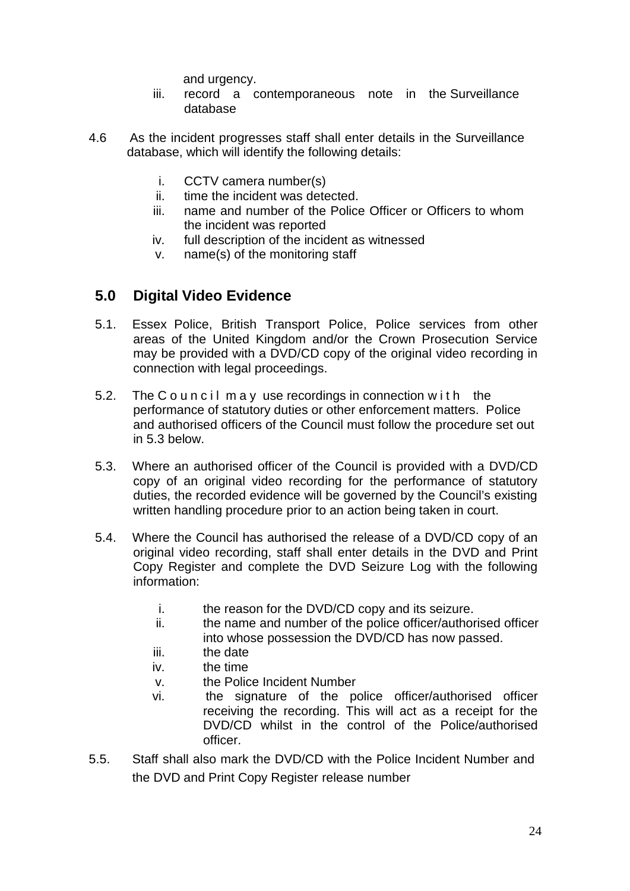and urgency.

iii. record a contemporaneous note in the Surveillance database

4.6 As the incident progresses staff shall enter details in the Surveillance database, which will identify the following details:

i. CCTV camera number(s)
ii. time the incident was detected.
iii. name and number of the Police Officer or Officers to whom the incident was reported
iv. full description of the incident as witnessed
v. name(s) of the monitoring staff

## 5.0 Digital Video Evidence

5.1. Essex Police, British Transport Police, Police services from other areas of the United Kingdom and/or the Crown Prosecution Service may be provided with a DVD/CD copy of the original video recording in connection with legal proceedings.

5.2. The Council may use recordings in connection with the performance of statutory duties or other enforcement matters. Police and authorised officers of the Council must follow the procedure set out in 5.3 below.

5.3. Where an authorised officer of the Council is provided with a DVD/CD copy of an original video recording for the performance of statutory duties, the recorded evidence will be governed by the Council's existing written handling procedure prior to an action being taken in court.

5.4. Where the Council has authorised the release of a DVD/CD copy of an original video recording, staff shall enter details in the DVD and Print Copy Register and complete the DVD Seizure Log with the following information:

i. the reason for the DVD/CD copy and its seizure.
ii. the name and number of the police officer/authorised officer into whose possession the DVD/CD has now passed.
iii. the date
iv. the time
v. the Police Incident Number
vi. the signature of the police officer/authorised officer receiving the recording. This will act as a receipt for the DVD/CD whilst in the control of the Police/authorised officer.

5.5. Staff shall also mark the DVD/CD with the Police Incident Number and the DVD and Print Copy Register release number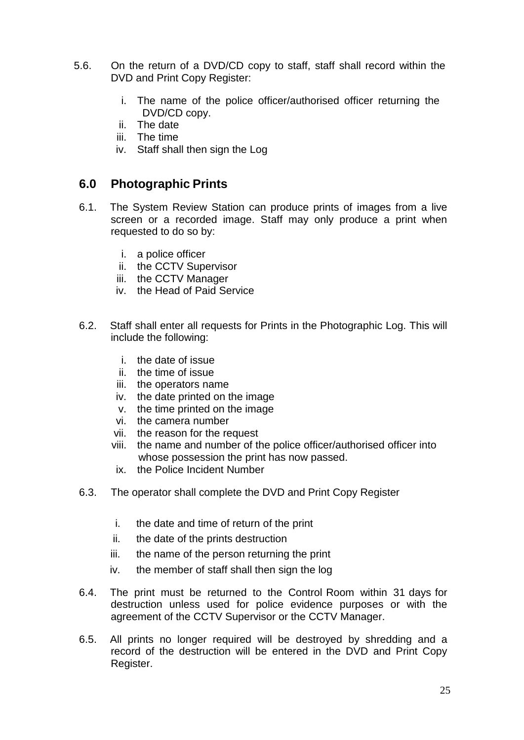5.6. On the return of a DVD/CD copy to staff, staff shall record within the DVD and Print Copy Register:

i. The name of the police officer/authorised officer returning the DVD/CD copy.
ii. The date
iii. The time
iv. Staff shall then sign the Log

## 6.0 Photographic Prints

6.1. The System Review Station can produce prints of images from a live screen or a recorded image. Staff may only produce a print when requested to do so by:

i. a police officer
ii. the CCTV Supervisor
iii. the CCTV Manager
iv. the Head of Paid Service

6.2. Staff shall enter all requests for Prints in the Photographic Log. This will include the following:

i. the date of issue
ii. the time of issue
iii. the operators name
iv. the date printed on the image
v. the time printed on the image
vi. the camera number
vii. the reason for the request
viii. the name and number of the police officer/authorised officer into whose possession the print has now passed.
ix. the Police Incident Number

6.3. The operator shall complete the DVD and Print Copy Register

i. the date and time of return of the print
ii. the date of the prints destruction
iii. the name of the person returning the print
iv. the member of staff shall then sign the log

6.4. The print must be returned to the Control Room within 31 days for destruction unless used for police evidence purposes or with the agreement of the CCTV Supervisor or the CCTV Manager.

6.5. All prints no longer required will be destroyed by shredding and a record of the destruction will be entered in the DVD and Print Copy Register.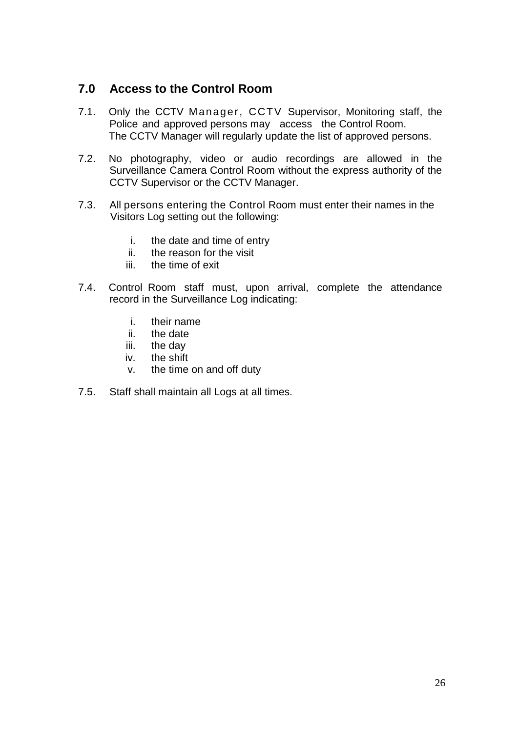## 7.0 Access to the Control Room

7.1. Only the CCTV Manager, CCTV Supervisor, Monitoring staff, the Police and approved persons may access the Control Room. The CCTV Manager will regularly update the list of approved persons.

7.2. No photography, video or audio recordings are allowed in the Surveillance Camera Control Room without the express authority of the CCTV Supervisor or the CCTV Manager.

7.3. All persons entering the Control Room must enter their names in the Visitors Log setting out the following:

- i. the date and time of entry
- ii. the reason for the visit
- iii. the time of exit

7.4. Control Room staff must, upon arrival, complete the attendance record in the Surveillance Log indicating:

- i. their name
- ii. the date
- iii. the day
- iv. the shift
- v. the time on and off duty

7.5. Staff shall maintain all Logs at all times.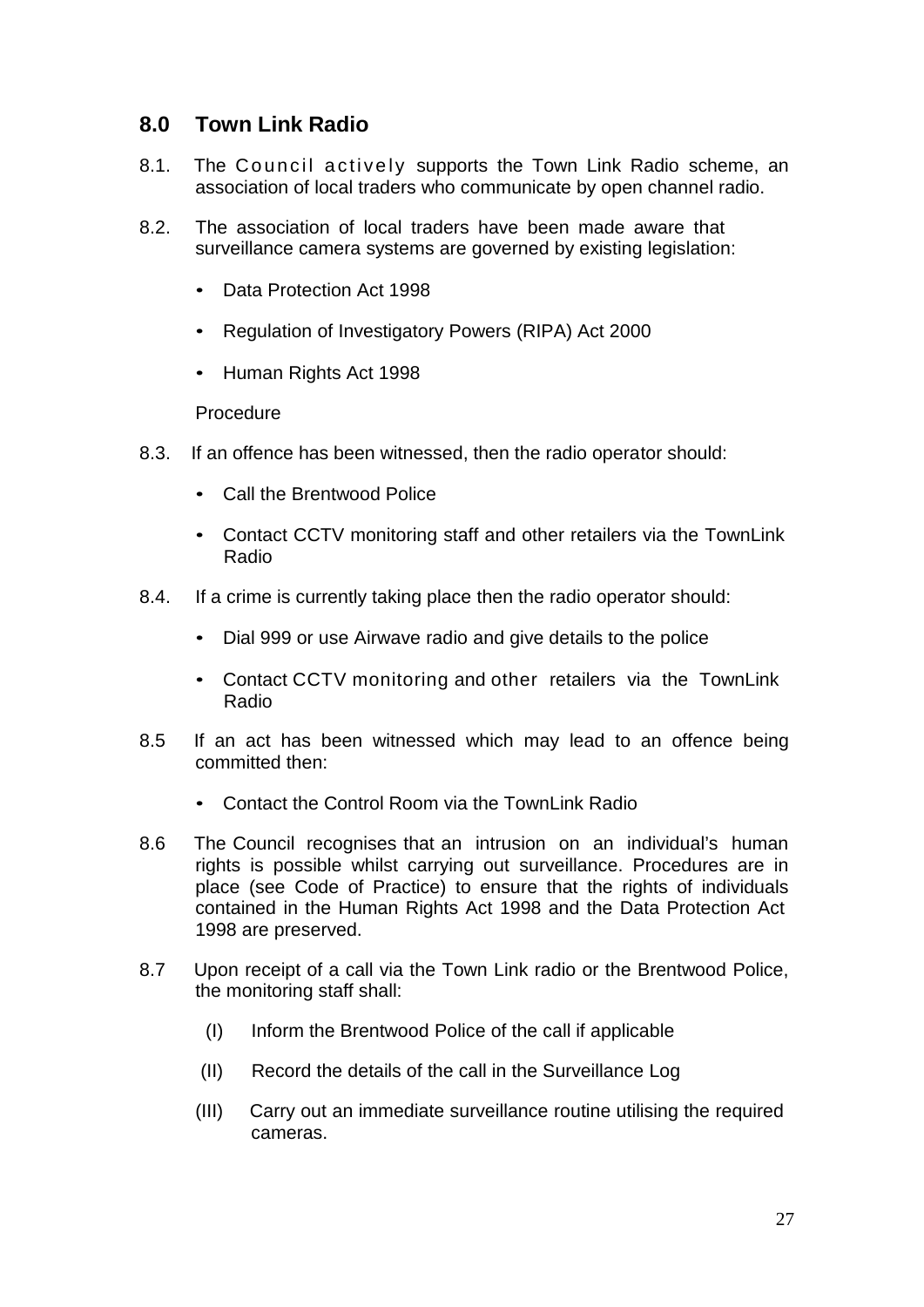## 8.0 Town Link Radio

8.1. The Council actively supports the Town Link Radio scheme, an association of local traders who communicate by open channel radio.

8.2. The association of local traders have been made aware that surveillance camera systems are governed by existing legislation:

- Data Protection Act 1998
- Regulation of Investigatory Powers (RIPA) Act 2000
- Human Rights Act 1998

Procedure

8.3. If an offence has been witnessed, then the radio operator should:

- Call the Brentwood Police
- Contact CCTV monitoring staff and other retailers via the TownLink Radio

8.4. If a crime is currently taking place then the radio operator should:

- Dial 999 or use Airwave radio and give details to the police
- Contact CCTV monitoring and other retailers via the TownLink Radio

8.5 If an act has been witnessed which may lead to an offence being committed then:

- Contact the Control Room via the TownLink Radio

8.6 The Council recognises that an intrusion on an individual's human rights is possible whilst carrying out surveillance. Procedures are in place (see Code of Practice) to ensure that the rights of individuals contained in the Human Rights Act 1998 and the Data Protection Act 1998 are preserved.

8.7 Upon receipt of a call via the Town Link radio or the Brentwood Police, the monitoring staff shall:

(I) Inform the Brentwood Police of the call if applicable

(II) Record the details of the call in the Surveillance Log

(III) Carry out an immediate surveillance routine utilising the required cameras.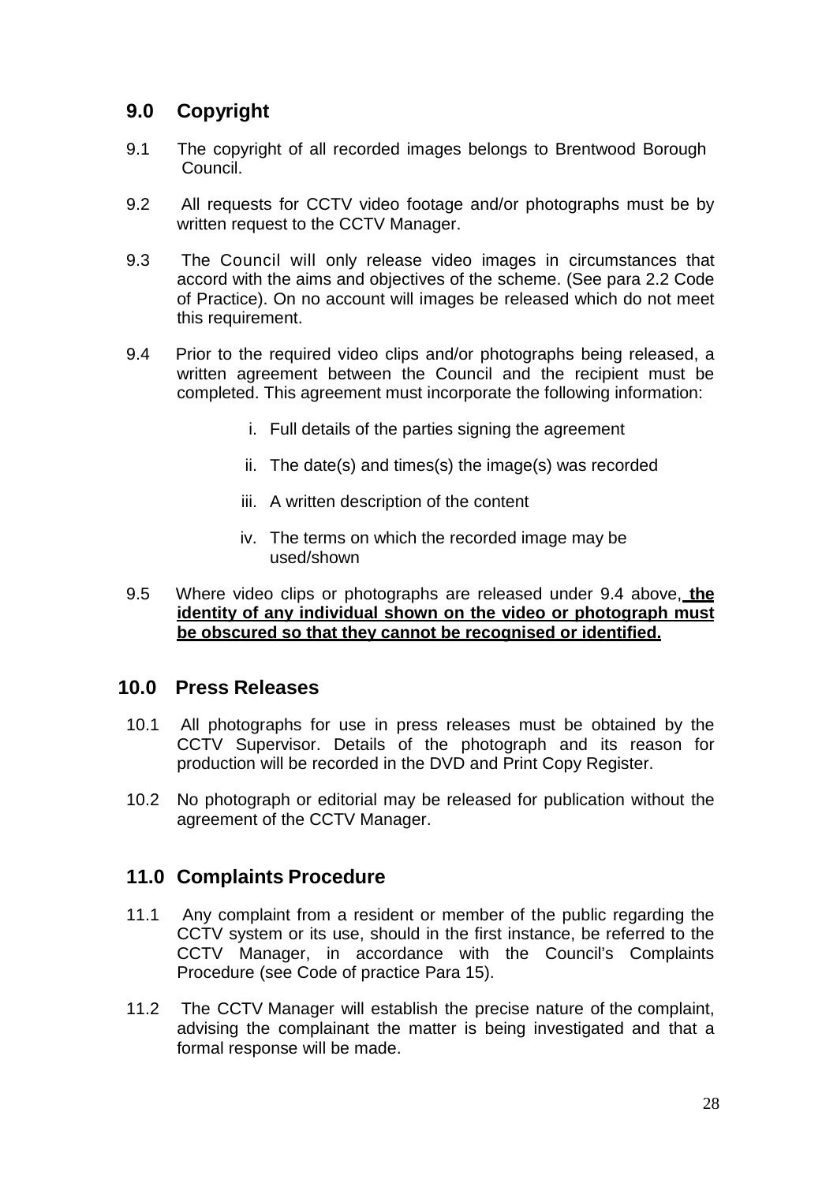## 9.0 Copyright

9.1 The copyright of all recorded images belongs to Brentwood Borough Council.

9.2 All requests for CCTV video footage and/or photographs must be by written request to the CCTV Manager.

9.3 The Council will only release video images in circumstances that accord with the aims and objectives of the scheme. (See para 2.2 Code of Practice). On no account will images be released which do not meet this requirement.

9.4 Prior to the required video clips and/or photographs being released, a written agreement between the Council and the recipient must be completed. This agreement must incorporate the following information:

i. Full details of the parties signing the agreement

ii. The date(s) and times(s) the image(s) was recorded

iii. A written description of the content

iv. The terms on which the recorded image may be used/shown

9.5 Where video clips or photographs are released under 9.4 above, **the identity of any individual shown on the video or photograph must be obscured so that they cannot be recognised or identified.**

## 10.0 Press Releases

10.1 All photographs for use in press releases must be obtained by the CCTV Supervisor. Details of the photograph and its reason for production will be recorded in the DVD and Print Copy Register.

10.2 No photograph or editorial may be released for publication without the agreement of the CCTV Manager.

## 11.0 Complaints Procedure

11.1 Any complaint from a resident or member of the public regarding the CCTV system or its use, should in the first instance, be referred to the CCTV Manager, in accordance with the Council's Complaints Procedure (see Code of practice Para 15).

11.2 The CCTV Manager will establish the precise nature of the complaint, advising the complainant the matter is being investigated and that a formal response will be made.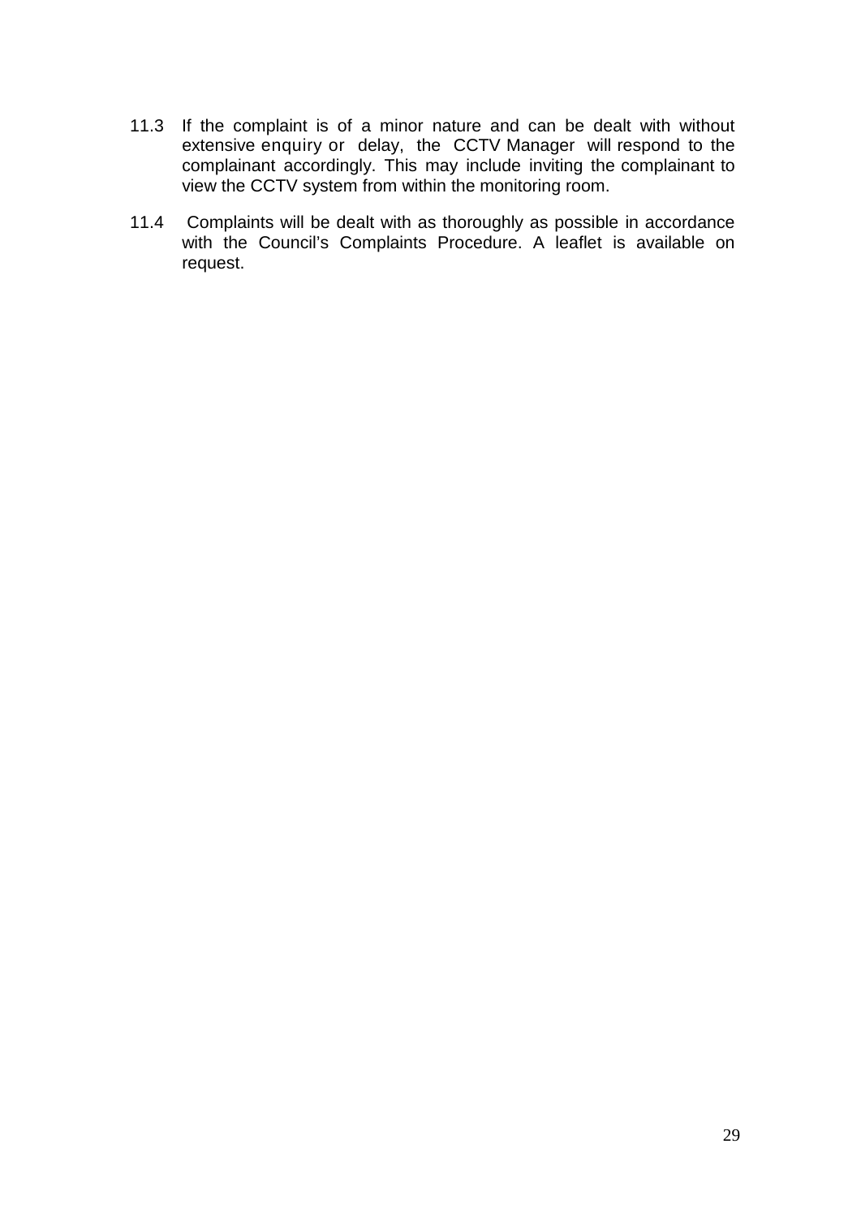11.3 If the complaint is of a minor nature and can be dealt with without extensive enquiry or delay, the CCTV Manager will respond to the complainant accordingly. This may include inviting the complainant to view the CCTV system from within the monitoring room.

11.4 Complaints will be dealt with as thoroughly as possible in accordance with the Council's Complaints Procedure. A leaflet is available on request.